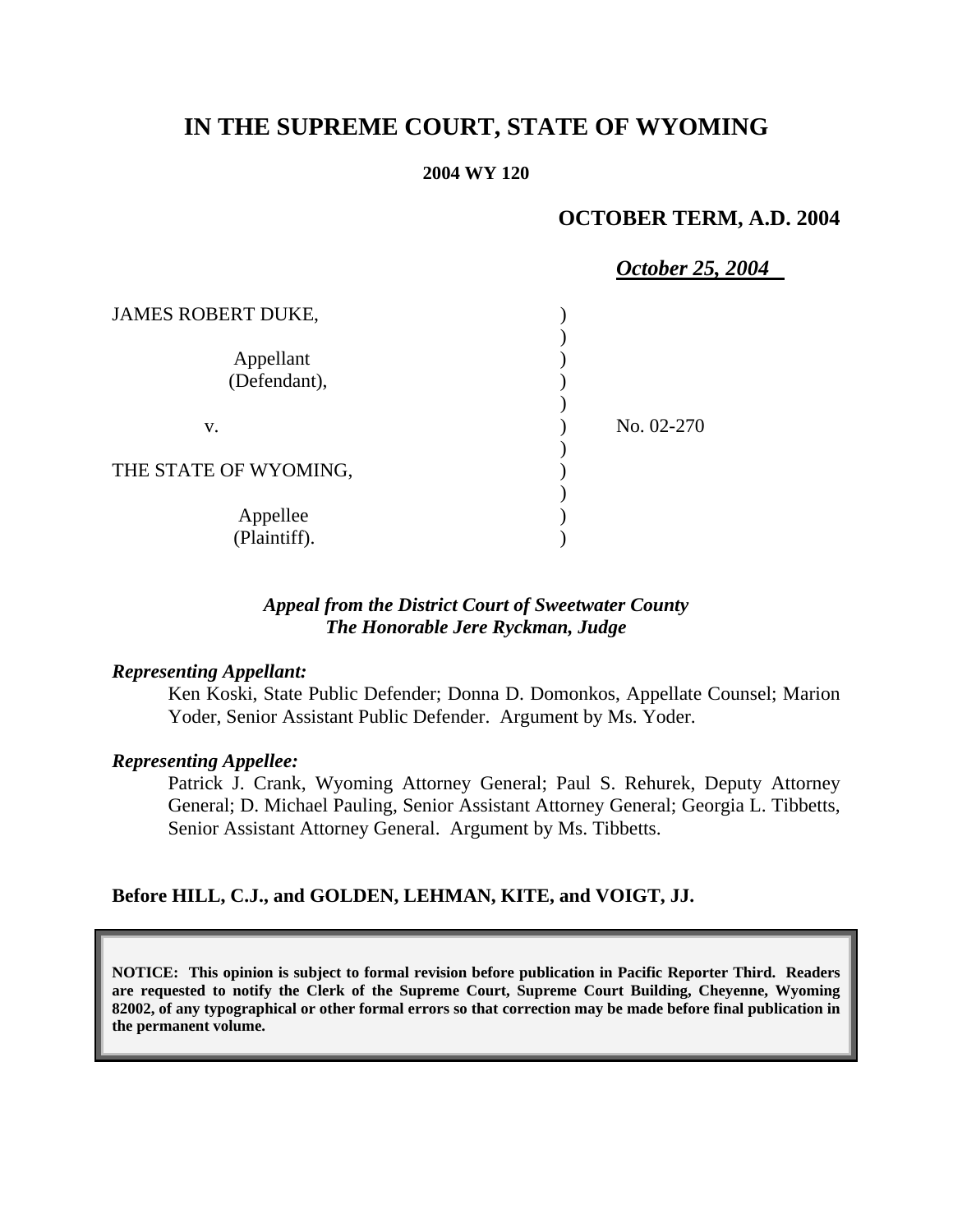# IN THE SUPREME COURT, STATE OF WYOMING

**2004 WY 120**

**OCTOBER TERM, A.D. 2004**

***October 25, 2004***

JAMES ROBERT DUKE,

Appellant (Defendant),

v.

THE STATE OF WYOMING,

Appellee (Plaintiff).

No. 02-270

***Appeal from the District Court of Sweetwater County***
***The Honorable Jere Ryckman, Judge***

***Representing Appellant:***

Ken Koski, State Public Defender; Donna D. Domonkos, Appellate Counsel; Marion Yoder, Senior Assistant Public Defender. Argument by Ms. Yoder.

***Representing Appellee:***

Patrick J. Crank, Wyoming Attorney General; Paul S. Rehurek, Deputy Attorney General; D. Michael Pauling, Senior Assistant Attorney General; Georgia L. Tibbetts, Senior Assistant Attorney General. Argument by Ms. Tibbetts.

**Before HILL, C.J., and GOLDEN, LEHMAN, KITE, and VOIGT, JJ.**

**NOTICE: This opinion is subject to formal revision before publication in Pacific Reporter Third. Readers are requested to notify the Clerk of the Supreme Court, Supreme Court Building, Cheyenne, Wyoming 82002, of any typographical or other formal errors so that correction may be made before final publication in the permanent volume.**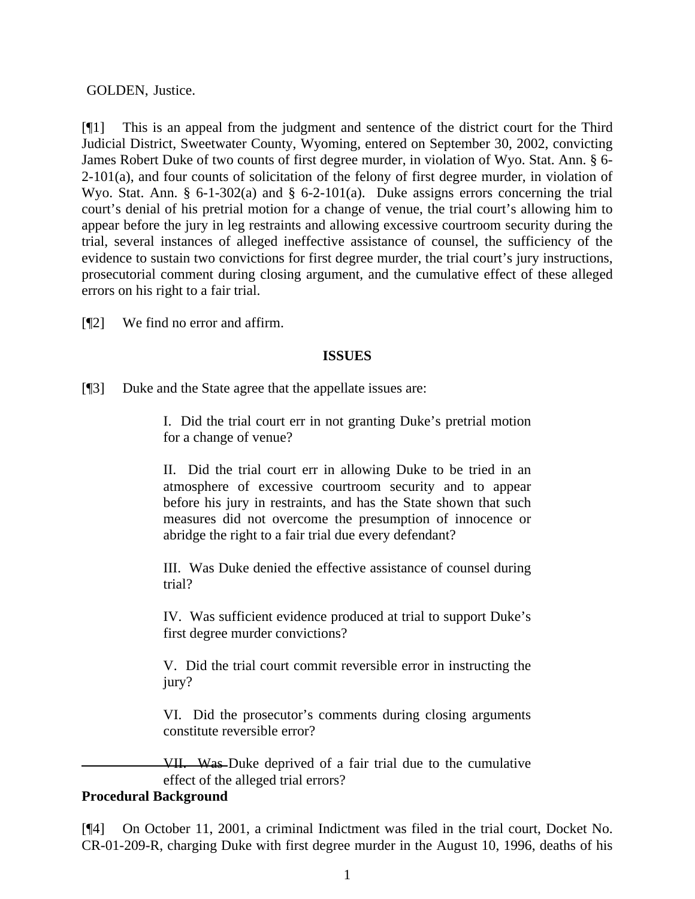GOLDEN, Justice.

[¶1] This is an appeal from the judgment and sentence of the district court for the Third Judicial District, Sweetwater County, Wyoming, entered on September 30, 2002, convicting James Robert Duke of two counts of first degree murder, in violation of Wyo. Stat. Ann. § 6-2-101(a), and four counts of solicitation of the felony of first degree murder, in violation of Wyo. Stat. Ann. § 6-1-302(a) and § 6-2-101(a). Duke assigns errors concerning the trial court's denial of his pretrial motion for a change of venue, the trial court's allowing him to appear before the jury in leg restraints and allowing excessive courtroom security during the trial, several instances of alleged ineffective assistance of counsel, the sufficiency of the evidence to sustain two convictions for first degree murder, the trial court's jury instructions, prosecutorial comment during closing argument, and the cumulative effect of these alleged errors on his right to a fair trial.

[¶2] We find no error and affirm.

## ISSUES

[¶3] Duke and the State agree that the appellate issues are:

> I. Did the trial court err in not granting Duke's pretrial motion for a change of venue?
>
> II. Did the trial court err in allowing Duke to be tried in an atmosphere of excessive courtroom security and to appear before his jury in restraints, and has the State shown that such measures did not overcome the presumption of innocence or abridge the right to a fair trial due every defendant?
>
> III. Was Duke denied the effective assistance of counsel during trial?
>
> IV. Was sufficient evidence produced at trial to support Duke's first degree murder convictions?
>
> V. Did the trial court commit reversible error in instructing the jury?
>
> VI. Did the prosecutor's comments during closing arguments constitute reversible error?
>
> VII. Was Duke deprived of a fair trial due to the cumulative effect of the alleged trial errors?

**Procedural Background**

[¶4] On October 11, 2001, a criminal Indictment was filed in the trial court, Docket No. CR-01-209-R, charging Duke with first degree murder in the August 10, 1996, deaths of his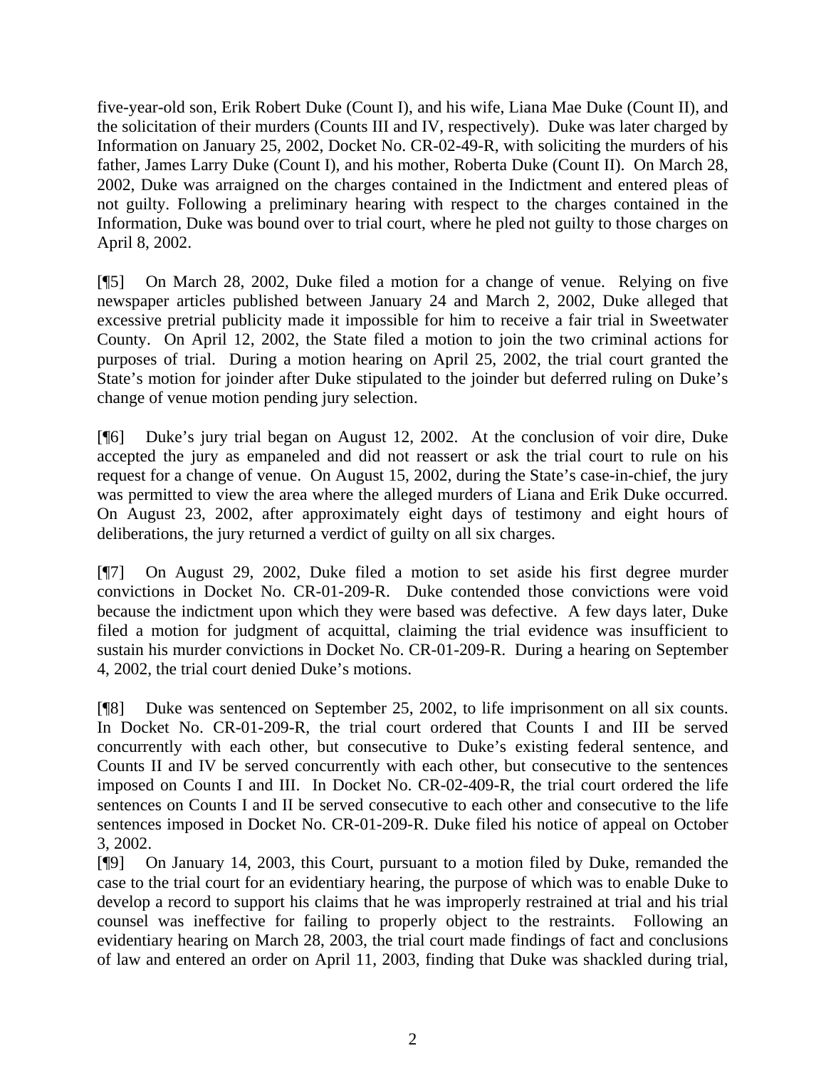five-year-old son, Erik Robert Duke (Count I), and his wife, Liana Mae Duke (Count II), and the solicitation of their murders (Counts III and IV, respectively). Duke was later charged by Information on January 25, 2002, Docket No. CR-02-49-R, with soliciting the murders of his father, James Larry Duke (Count I), and his mother, Roberta Duke (Count II). On March 28, 2002, Duke was arraigned on the charges contained in the Indictment and entered pleas of not guilty. Following a preliminary hearing with respect to the charges contained in the Information, Duke was bound over to trial court, where he pled not guilty to those charges on April 8, 2002.

[¶5] On March 28, 2002, Duke filed a motion for a change of venue. Relying on five newspaper articles published between January 24 and March 2, 2002, Duke alleged that excessive pretrial publicity made it impossible for him to receive a fair trial in Sweetwater County. On April 12, 2002, the State filed a motion to join the two criminal actions for purposes of trial. During a motion hearing on April 25, 2002, the trial court granted the State's motion for joinder after Duke stipulated to the joinder but deferred ruling on Duke's change of venue motion pending jury selection.

[¶6] Duke's jury trial began on August 12, 2002. At the conclusion of voir dire, Duke accepted the jury as empaneled and did not reassert or ask the trial court to rule on his request for a change of venue. On August 15, 2002, during the State's case-in-chief, the jury was permitted to view the area where the alleged murders of Liana and Erik Duke occurred. On August 23, 2002, after approximately eight days of testimony and eight hours of deliberations, the jury returned a verdict of guilty on all six charges.

[¶7] On August 29, 2002, Duke filed a motion to set aside his first degree murder convictions in Docket No. CR-01-209-R. Duke contended those convictions were void because the indictment upon which they were based was defective. A few days later, Duke filed a motion for judgment of acquittal, claiming the trial evidence was insufficient to sustain his murder convictions in Docket No. CR-01-209-R. During a hearing on September 4, 2002, the trial court denied Duke's motions.

[¶8] Duke was sentenced on September 25, 2002, to life imprisonment on all six counts. In Docket No. CR-01-209-R, the trial court ordered that Counts I and III be served concurrently with each other, but consecutive to Duke's existing federal sentence, and Counts II and IV be served concurrently with each other, but consecutive to the sentences imposed on Counts I and III. In Docket No. CR-02-409-R, the trial court ordered the life sentences on Counts I and II be served consecutive to each other and consecutive to the life sentences imposed in Docket No. CR-01-209-R. Duke filed his notice of appeal on October 3, 2002.

[¶9] On January 14, 2003, this Court, pursuant to a motion filed by Duke, remanded the case to the trial court for an evidentiary hearing, the purpose of which was to enable Duke to develop a record to support his claims that he was improperly restrained at trial and his trial counsel was ineffective for failing to properly object to the restraints. Following an evidentiary hearing on March 28, 2003, the trial court made findings of fact and conclusions of law and entered an order on April 11, 2003, finding that Duke was shackled during trial,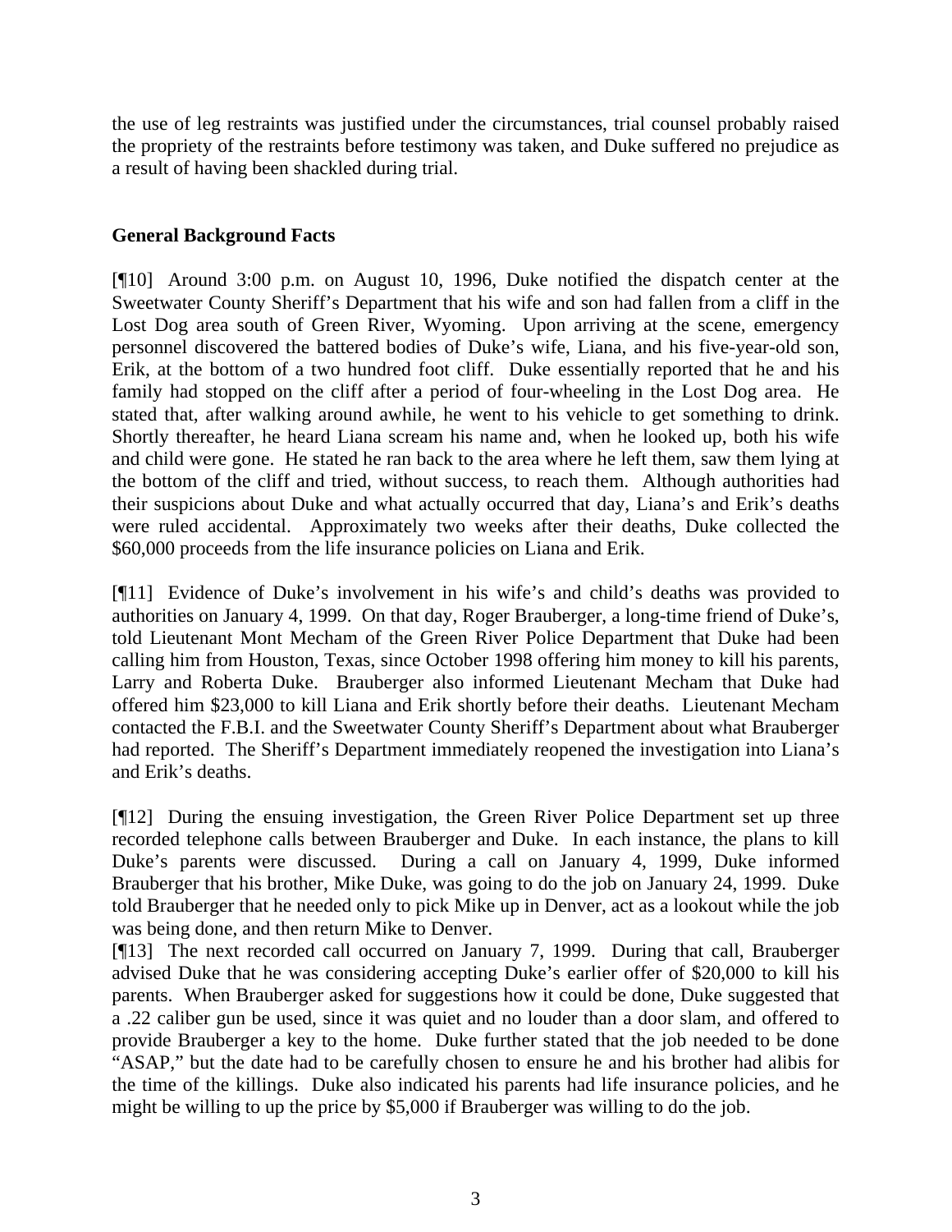the use of leg restraints was justified under the circumstances, trial counsel probably raised the propriety of the restraints before testimony was taken, and Duke suffered no prejudice as a result of having been shackled during trial.

**General Background Facts**

[¶10] Around 3:00 p.m. on August 10, 1996, Duke notified the dispatch center at the Sweetwater County Sheriff's Department that his wife and son had fallen from a cliff in the Lost Dog area south of Green River, Wyoming. Upon arriving at the scene, emergency personnel discovered the battered bodies of Duke's wife, Liana, and his five-year-old son, Erik, at the bottom of a two hundred foot cliff. Duke essentially reported that he and his family had stopped on the cliff after a period of four-wheeling in the Lost Dog area. He stated that, after walking around awhile, he went to his vehicle to get something to drink. Shortly thereafter, he heard Liana scream his name and, when he looked up, both his wife and child were gone. He stated he ran back to the area where he left them, saw them lying at the bottom of the cliff and tried, without success, to reach them. Although authorities had their suspicions about Duke and what actually occurred that day, Liana's and Erik's deaths were ruled accidental. Approximately two weeks after their deaths, Duke collected the $60,000 proceeds from the life insurance policies on Liana and Erik.

[¶11] Evidence of Duke's involvement in his wife's and child's deaths was provided to authorities on January 4, 1999. On that day, Roger Brauberger, a long-time friend of Duke's, told Lieutenant Mont Mecham of the Green River Police Department that Duke had been calling him from Houston, Texas, since October 1998 offering him money to kill his parents, Larry and Roberta Duke. Brauberger also informed Lieutenant Mecham that Duke had offered him $23,000 to kill Liana and Erik shortly before their deaths. Lieutenant Mecham contacted the F.B.I. and the Sweetwater County Sheriff's Department about what Brauberger had reported. The Sheriff's Department immediately reopened the investigation into Liana's and Erik's deaths.

[¶12] During the ensuing investigation, the Green River Police Department set up three recorded telephone calls between Brauberger and Duke. In each instance, the plans to kill Duke's parents were discussed. During a call on January 4, 1999, Duke informed Brauberger that his brother, Mike Duke, was going to do the job on January 24, 1999. Duke told Brauberger that he needed only to pick Mike up in Denver, act as a lookout while the job was being done, and then return Mike to Denver.

[¶13] The next recorded call occurred on January 7, 1999. During that call, Brauberger advised Duke that he was considering accepting Duke's earlier offer of $20,000 to kill his parents. When Brauberger asked for suggestions how it could be done, Duke suggested that a .22 caliber gun be used, since it was quiet and no louder than a door slam, and offered to provide Brauberger a key to the home. Duke further stated that the job needed to be done "ASAP," but the date had to be carefully chosen to ensure he and his brother had alibis for the time of the killings. Duke also indicated his parents had life insurance policies, and he might be willing to up the price by $5,000 if Brauberger was willing to do the job.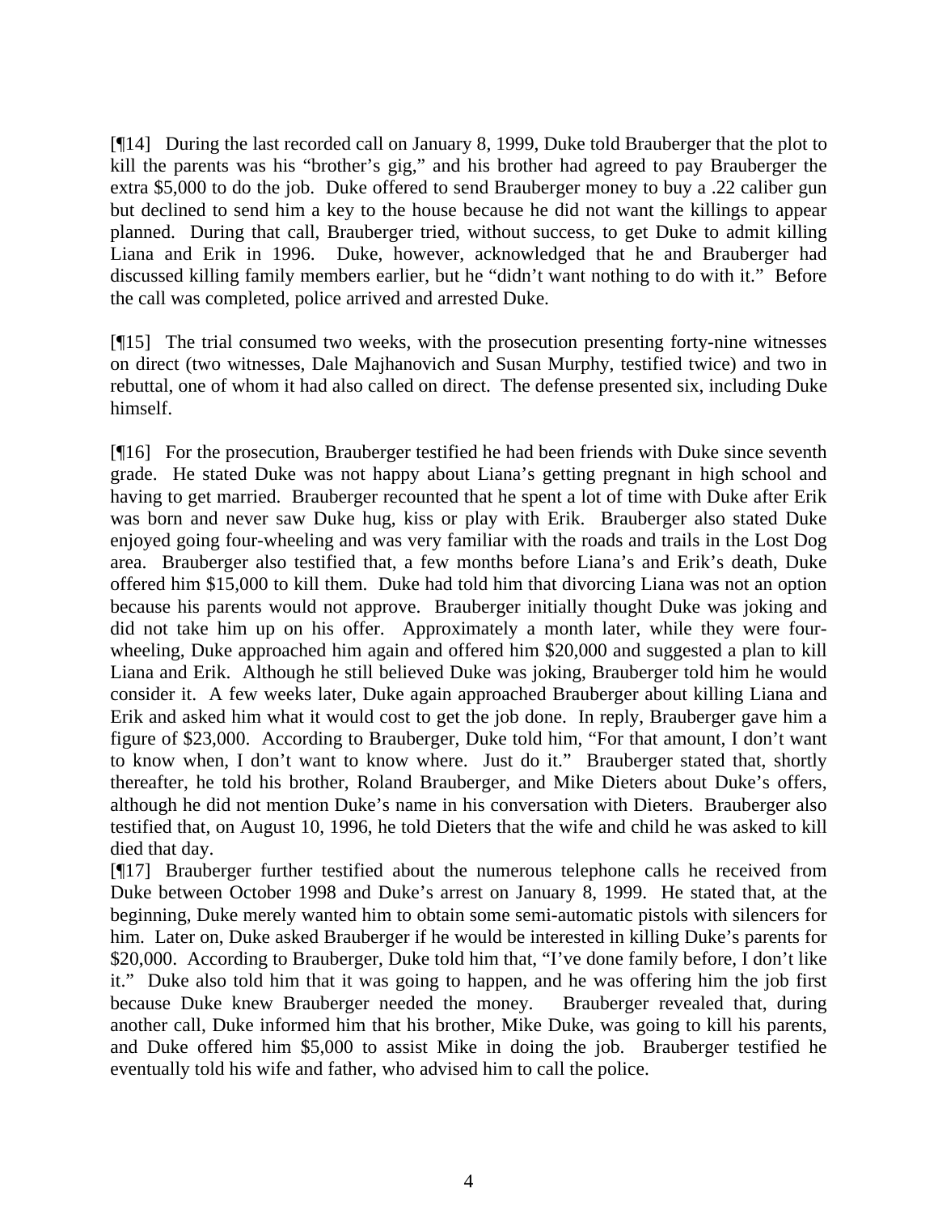[¶14] During the last recorded call on January 8, 1999, Duke told Brauberger that the plot to kill the parents was his "brother's gig," and his brother had agreed to pay Brauberger the extra $5,000 to do the job. Duke offered to send Brauberger money to buy a .22 caliber gun but declined to send him a key to the house because he did not want the killings to appear planned. During that call, Brauberger tried, without success, to get Duke to admit killing Liana and Erik in 1996. Duke, however, acknowledged that he and Brauberger had discussed killing family members earlier, but he "didn't want nothing to do with it." Before the call was completed, police arrived and arrested Duke.

[¶15] The trial consumed two weeks, with the prosecution presenting forty-nine witnesses on direct (two witnesses, Dale Majhanovich and Susan Murphy, testified twice) and two in rebuttal, one of whom it had also called on direct. The defense presented six, including Duke himself.

[¶16] For the prosecution, Brauberger testified he had been friends with Duke since seventh grade. He stated Duke was not happy about Liana's getting pregnant in high school and having to get married. Brauberger recounted that he spent a lot of time with Duke after Erik was born and never saw Duke hug, kiss or play with Erik. Brauberger also stated Duke enjoyed going four-wheeling and was very familiar with the roads and trails in the Lost Dog area. Brauberger also testified that, a few months before Liana's and Erik's death, Duke offered him $15,000 to kill them. Duke had told him that divorcing Liana was not an option because his parents would not approve. Brauberger initially thought Duke was joking and did not take him up on his offer. Approximately a month later, while they were four-wheeling, Duke approached him again and offered him $20,000 and suggested a plan to kill Liana and Erik. Although he still believed Duke was joking, Brauberger told him he would consider it. A few weeks later, Duke again approached Brauberger about killing Liana and Erik and asked him what it would cost to get the job done. In reply, Brauberger gave him a figure of $23,000. According to Brauberger, Duke told him, "For that amount, I don't want to know when, I don't want to know where. Just do it." Brauberger stated that, shortly thereafter, he told his brother, Roland Brauberger, and Mike Dieters about Duke's offers, although he did not mention Duke's name in his conversation with Dieters. Brauberger also testified that, on August 10, 1996, he told Dieters that the wife and child he was asked to kill died that day.

[¶17] Brauberger further testified about the numerous telephone calls he received from Duke between October 1998 and Duke's arrest on January 8, 1999. He stated that, at the beginning, Duke merely wanted him to obtain some semi-automatic pistols with silencers for him. Later on, Duke asked Brauberger if he would be interested in killing Duke's parents for $20,000. According to Brauberger, Duke told him that, "I've done family before, I don't like it." Duke also told him that it was going to happen, and he was offering him the job first because Duke knew Brauberger needed the money. Brauberger revealed that, during another call, Duke informed him that his brother, Mike Duke, was going to kill his parents, and Duke offered him $5,000 to assist Mike in doing the job. Brauberger testified he eventually told his wife and father, who advised him to call the police.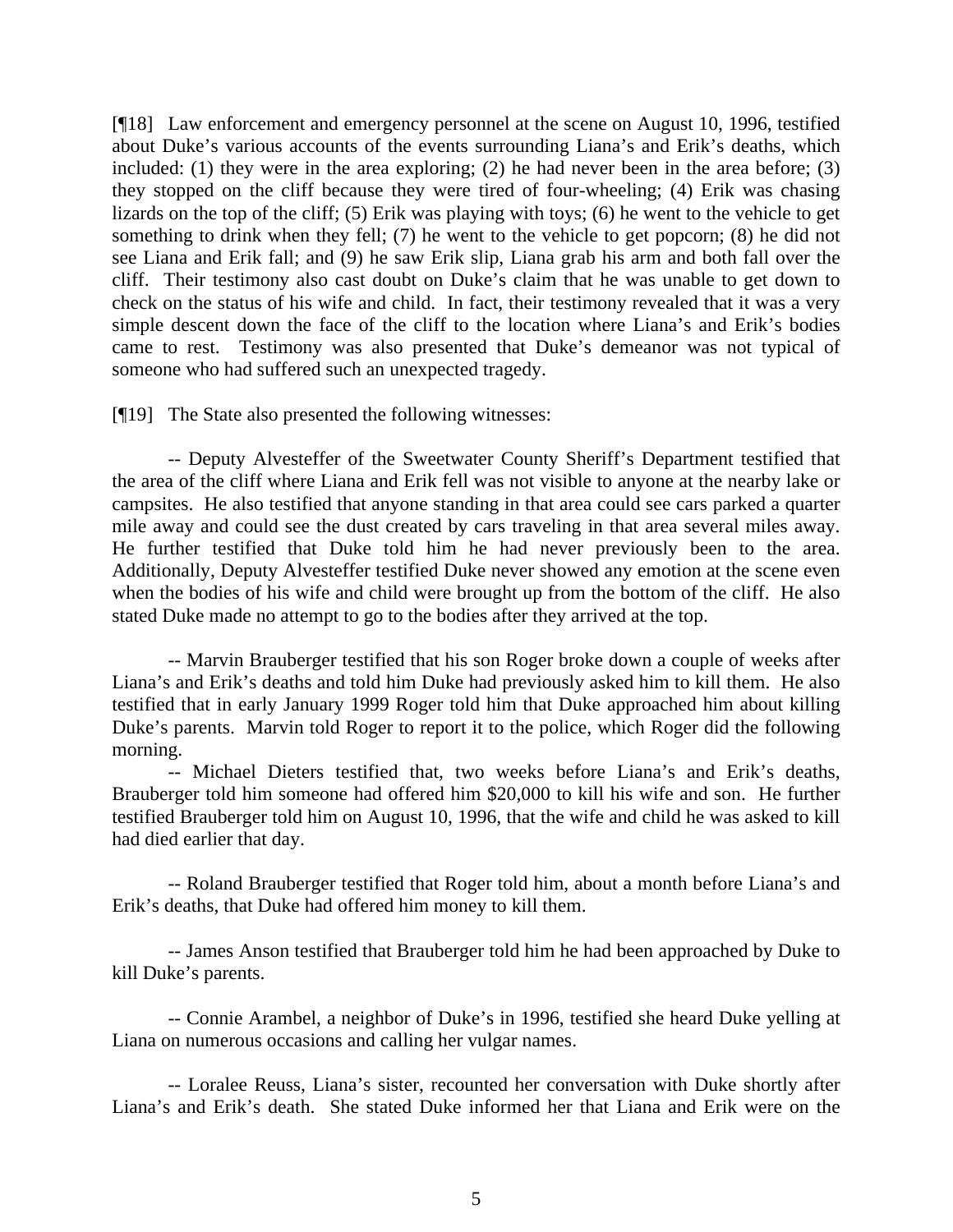[¶18] Law enforcement and emergency personnel at the scene on August 10, 1996, testified about Duke's various accounts of the events surrounding Liana's and Erik's deaths, which included: (1) they were in the area exploring; (2) he had never been in the area before; (3) they stopped on the cliff because they were tired of four-wheeling; (4) Erik was chasing lizards on the top of the cliff; (5) Erik was playing with toys; (6) he went to the vehicle to get something to drink when they fell; (7) he went to the vehicle to get popcorn; (8) he did not see Liana and Erik fall; and (9) he saw Erik slip, Liana grab his arm and both fall over the cliff. Their testimony also cast doubt on Duke's claim that he was unable to get down to check on the status of his wife and child. In fact, their testimony revealed that it was a very simple descent down the face of the cliff to the location where Liana's and Erik's bodies came to rest. Testimony was also presented that Duke's demeanor was not typical of someone who had suffered such an unexpected tragedy.

[¶19] The State also presented the following witnesses:

-- Deputy Alvesteffer of the Sweetwater County Sheriff's Department testified that the area of the cliff where Liana and Erik fell was not visible to anyone at the nearby lake or campsites. He also testified that anyone standing in that area could see cars parked a quarter mile away and could see the dust created by cars traveling in that area several miles away. He further testified that Duke told him he had never previously been to the area. Additionally, Deputy Alvesteffer testified Duke never showed any emotion at the scene even when the bodies of his wife and child were brought up from the bottom of the cliff. He also stated Duke made no attempt to go to the bodies after they arrived at the top.

-- Marvin Brauberger testified that his son Roger broke down a couple of weeks after Liana's and Erik's deaths and told him Duke had previously asked him to kill them. He also testified that in early January 1999 Roger told him that Duke approached him about killing Duke's parents. Marvin told Roger to report it to the police, which Roger did the following morning.

-- Michael Dieters testified that, two weeks before Liana's and Erik's deaths, Brauberger told him someone had offered him $20,000 to kill his wife and son. He further testified Brauberger told him on August 10, 1996, that the wife and child he was asked to kill had died earlier that day.

-- Roland Brauberger testified that Roger told him, about a month before Liana's and Erik's deaths, that Duke had offered him money to kill them.

-- James Anson testified that Brauberger told him he had been approached by Duke to kill Duke's parents.

-- Connie Arambel, a neighbor of Duke's in 1996, testified she heard Duke yelling at Liana on numerous occasions and calling her vulgar names.

-- Loralee Reuss, Liana's sister, recounted her conversation with Duke shortly after Liana's and Erik's death. She stated Duke informed her that Liana and Erik were on the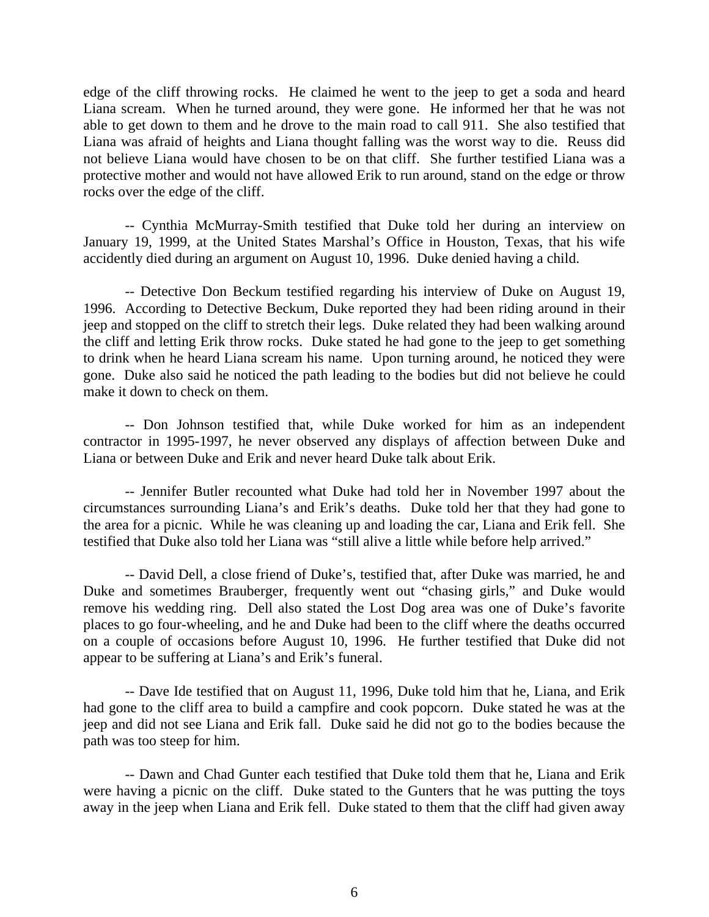edge of the cliff throwing rocks. He claimed he went to the jeep to get a soda and heard Liana scream. When he turned around, they were gone. He informed her that he was not able to get down to them and he drove to the main road to call 911. She also testified that Liana was afraid of heights and Liana thought falling was the worst way to die. Reuss did not believe Liana would have chosen to be on that cliff. She further testified Liana was a protective mother and would not have allowed Erik to run around, stand on the edge or throw rocks over the edge of the cliff.

-- Cynthia McMurray-Smith testified that Duke told her during an interview on January 19, 1999, at the United States Marshal's Office in Houston, Texas, that his wife accidently died during an argument on August 10, 1996. Duke denied having a child.

-- Detective Don Beckum testified regarding his interview of Duke on August 19, 1996. According to Detective Beckum, Duke reported they had been riding around in their jeep and stopped on the cliff to stretch their legs. Duke related they had been walking around the cliff and letting Erik throw rocks. Duke stated he had gone to the jeep to get something to drink when he heard Liana scream his name. Upon turning around, he noticed they were gone. Duke also said he noticed the path leading to the bodies but did not believe he could make it down to check on them.

-- Don Johnson testified that, while Duke worked for him as an independent contractor in 1995-1997, he never observed any displays of affection between Duke and Liana or between Duke and Erik and never heard Duke talk about Erik.

-- Jennifer Butler recounted what Duke had told her in November 1997 about the circumstances surrounding Liana's and Erik's deaths. Duke told her that they had gone to the area for a picnic. While he was cleaning up and loading the car, Liana and Erik fell. She testified that Duke also told her Liana was "still alive a little while before help arrived."

-- David Dell, a close friend of Duke's, testified that, after Duke was married, he and Duke and sometimes Brauberger, frequently went out "chasing girls," and Duke would remove his wedding ring. Dell also stated the Lost Dog area was one of Duke's favorite places to go four-wheeling, and he and Duke had been to the cliff where the deaths occurred on a couple of occasions before August 10, 1996. He further testified that Duke did not appear to be suffering at Liana's and Erik's funeral.

-- Dave Ide testified that on August 11, 1996, Duke told him that he, Liana, and Erik had gone to the cliff area to build a campfire and cook popcorn. Duke stated he was at the jeep and did not see Liana and Erik fall. Duke said he did not go to the bodies because the path was too steep for him.

-- Dawn and Chad Gunter each testified that Duke told them that he, Liana and Erik were having a picnic on the cliff. Duke stated to the Gunters that he was putting the toys away in the jeep when Liana and Erik fell. Duke stated to them that the cliff had given away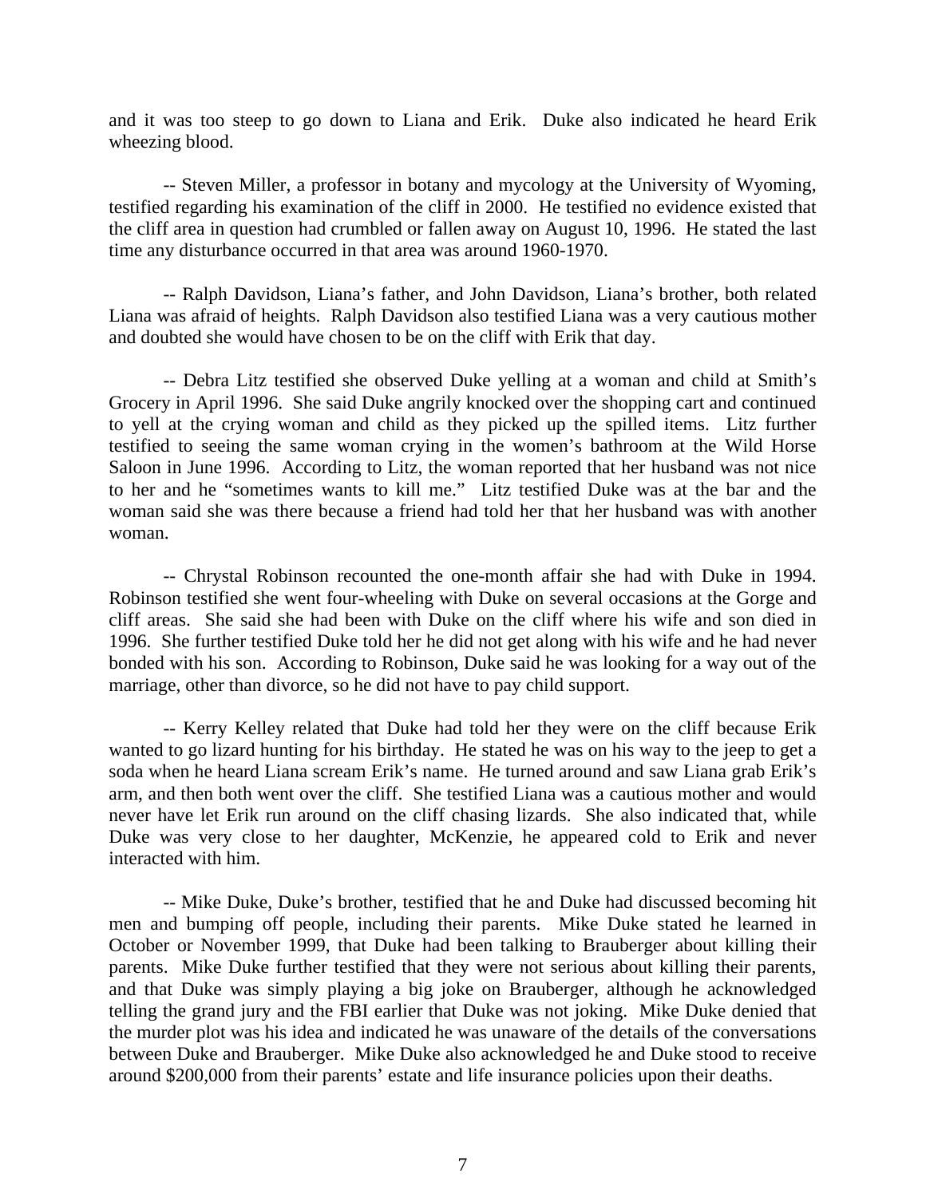and it was too steep to go down to Liana and Erik. Duke also indicated he heard Erik wheezing blood.

-- Steven Miller, a professor in botany and mycology at the University of Wyoming, testified regarding his examination of the cliff in 2000. He testified no evidence existed that the cliff area in question had crumbled or fallen away on August 10, 1996. He stated the last time any disturbance occurred in that area was around 1960-1970.

-- Ralph Davidson, Liana's father, and John Davidson, Liana's brother, both related Liana was afraid of heights. Ralph Davidson also testified Liana was a very cautious mother and doubted she would have chosen to be on the cliff with Erik that day.

-- Debra Litz testified she observed Duke yelling at a woman and child at Smith's Grocery in April 1996. She said Duke angrily knocked over the shopping cart and continued to yell at the crying woman and child as they picked up the spilled items. Litz further testified to seeing the same woman crying in the women's bathroom at the Wild Horse Saloon in June 1996. According to Litz, the woman reported that her husband was not nice to her and he "sometimes wants to kill me." Litz testified Duke was at the bar and the woman said she was there because a friend had told her that her husband was with another woman.

-- Chrystal Robinson recounted the one-month affair she had with Duke in 1994. Robinson testified she went four-wheeling with Duke on several occasions at the Gorge and cliff areas. She said she had been with Duke on the cliff where his wife and son died in 1996. She further testified Duke told her he did not get along with his wife and he had never bonded with his son. According to Robinson, Duke said he was looking for a way out of the marriage, other than divorce, so he did not have to pay child support.

-- Kerry Kelley related that Duke had told her they were on the cliff because Erik wanted to go lizard hunting for his birthday. He stated he was on his way to the jeep to get a soda when he heard Liana scream Erik's name. He turned around and saw Liana grab Erik's arm, and then both went over the cliff. She testified Liana was a cautious mother and would never have let Erik run around on the cliff chasing lizards. She also indicated that, while Duke was very close to her daughter, McKenzie, he appeared cold to Erik and never interacted with him.

-- Mike Duke, Duke's brother, testified that he and Duke had discussed becoming hit men and bumping off people, including their parents. Mike Duke stated he learned in October or November 1999, that Duke had been talking to Brauberger about killing their parents. Mike Duke further testified that they were not serious about killing their parents, and that Duke was simply playing a big joke on Brauberger, although he acknowledged telling the grand jury and the FBI earlier that Duke was not joking. Mike Duke denied that the murder plot was his idea and indicated he was unaware of the details of the conversations between Duke and Brauberger. Mike Duke also acknowledged he and Duke stood to receive around $200,000 from their parents' estate and life insurance policies upon their deaths.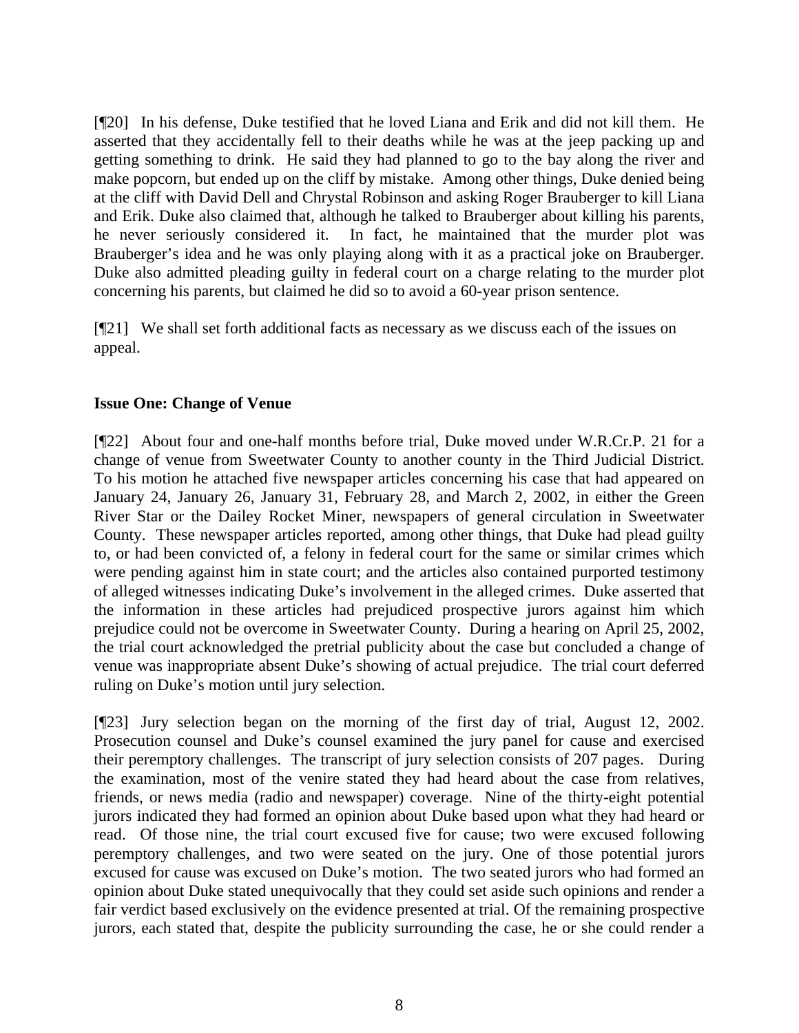[¶20] In his defense, Duke testified that he loved Liana and Erik and did not kill them. He asserted that they accidentally fell to their deaths while he was at the jeep packing up and getting something to drink. He said they had planned to go to the bay along the river and make popcorn, but ended up on the cliff by mistake. Among other things, Duke denied being at the cliff with David Dell and Chrystal Robinson and asking Roger Brauberger to kill Liana and Erik. Duke also claimed that, although he talked to Brauberger about killing his parents, he never seriously considered it. In fact, he maintained that the murder plot was Brauberger's idea and he was only playing along with it as a practical joke on Brauberger. Duke also admitted pleading guilty in federal court on a charge relating to the murder plot concerning his parents, but claimed he did so to avoid a 60-year prison sentence.

[¶21] We shall set forth additional facts as necessary as we discuss each of the issues on appeal.

**Issue One: Change of Venue**

[¶22] About four and one-half months before trial, Duke moved under W.R.Cr.P. 21 for a change of venue from Sweetwater County to another county in the Third Judicial District. To his motion he attached five newspaper articles concerning his case that had appeared on January 24, January 26, January 31, February 28, and March 2, 2002, in either the Green River Star or the Dailey Rocket Miner, newspapers of general circulation in Sweetwater County. These newspaper articles reported, among other things, that Duke had plead guilty to, or had been convicted of, a felony in federal court for the same or similar crimes which were pending against him in state court; and the articles also contained purported testimony of alleged witnesses indicating Duke's involvement in the alleged crimes. Duke asserted that the information in these articles had prejudiced prospective jurors against him which prejudice could not be overcome in Sweetwater County. During a hearing on April 25, 2002, the trial court acknowledged the pretrial publicity about the case but concluded a change of venue was inappropriate absent Duke's showing of actual prejudice. The trial court deferred ruling on Duke's motion until jury selection.

[¶23] Jury selection began on the morning of the first day of trial, August 12, 2002. Prosecution counsel and Duke's counsel examined the jury panel for cause and exercised their peremptory challenges. The transcript of jury selection consists of 207 pages. During the examination, most of the venire stated they had heard about the case from relatives, friends, or news media (radio and newspaper) coverage. Nine of the thirty-eight potential jurors indicated they had formed an opinion about Duke based upon what they had heard or read. Of those nine, the trial court excused five for cause; two were excused following peremptory challenges, and two were seated on the jury. One of those potential jurors excused for cause was excused on Duke's motion. The two seated jurors who had formed an opinion about Duke stated unequivocally that they could set aside such opinions and render a fair verdict based exclusively on the evidence presented at trial. Of the remaining prospective jurors, each stated that, despite the publicity surrounding the case, he or she could render a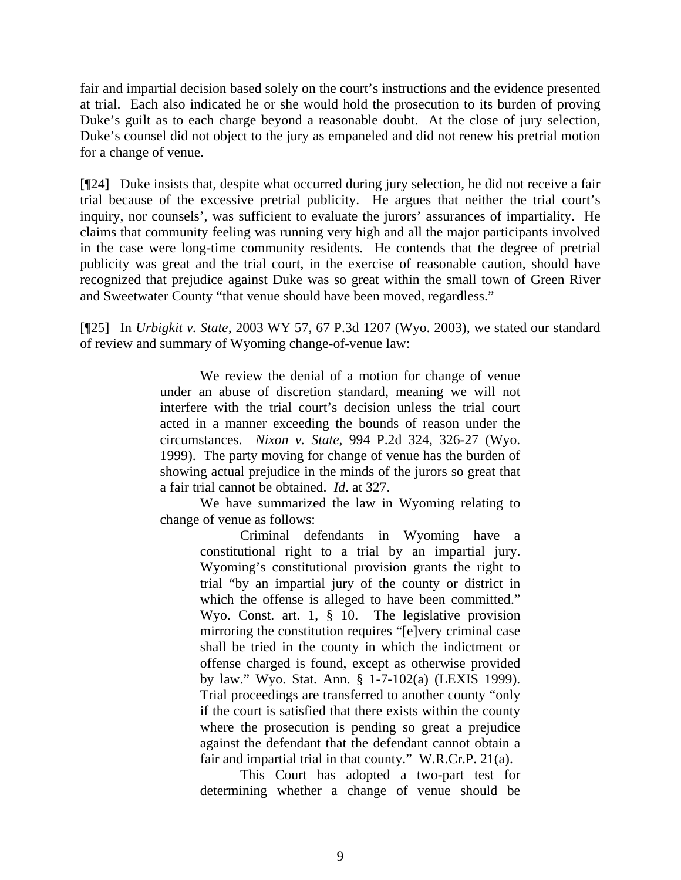fair and impartial decision based solely on the court's instructions and the evidence presented at trial. Each also indicated he or she would hold the prosecution to its burden of proving Duke's guilt as to each charge beyond a reasonable doubt. At the close of jury selection, Duke's counsel did not object to the jury as empaneled and did not renew his pretrial motion for a change of venue.

[¶24] Duke insists that, despite what occurred during jury selection, he did not receive a fair trial because of the excessive pretrial publicity. He argues that neither the trial court's inquiry, nor counsels', was sufficient to evaluate the jurors' assurances of impartiality. He claims that community feeling was running very high and all the major participants involved in the case were long-time community residents. He contends that the degree of pretrial publicity was great and the trial court, in the exercise of reasonable caution, should have recognized that prejudice against Duke was so great within the small town of Green River and Sweetwater County "that venue should have been moved, regardless."

[¶25] In *Urbigkit v. State*, 2003 WY 57, 67 P.3d 1207 (Wyo. 2003), we stated our standard of review and summary of Wyoming change-of-venue law:

> We review the denial of a motion for change of venue under an abuse of discretion standard, meaning we will not interfere with the trial court's decision unless the trial court acted in a manner exceeding the bounds of reason under the circumstances. *Nixon v. State*, 994 P.2d 324, 326-27 (Wyo. 1999). The party moving for change of venue has the burden of showing actual prejudice in the minds of the jurors so great that a fair trial cannot be obtained. *Id*. at 327.
>
> We have summarized the law in Wyoming relating to change of venue as follows:
>
>> Criminal defendants in Wyoming have a constitutional right to a trial by an impartial jury. Wyoming's constitutional provision grants the right to trial "by an impartial jury of the county or district in which the offense is alleged to have been committed." Wyo. Const. art. 1, § 10. The legislative provision mirroring the constitution requires "[e]very criminal case shall be tried in the county in which the indictment or offense charged is found, except as otherwise provided by law." Wyo. Stat. Ann. § 1-7-102(a) (LEXIS 1999). Trial proceedings are transferred to another county "only if the court is satisfied that there exists within the county where the prosecution is pending so great a prejudice against the defendant that the defendant cannot obtain a fair and impartial trial in that county." W.R.Cr.P. 21(a).
>>
>> This Court has adopted a two-part test for determining whether a change of venue should be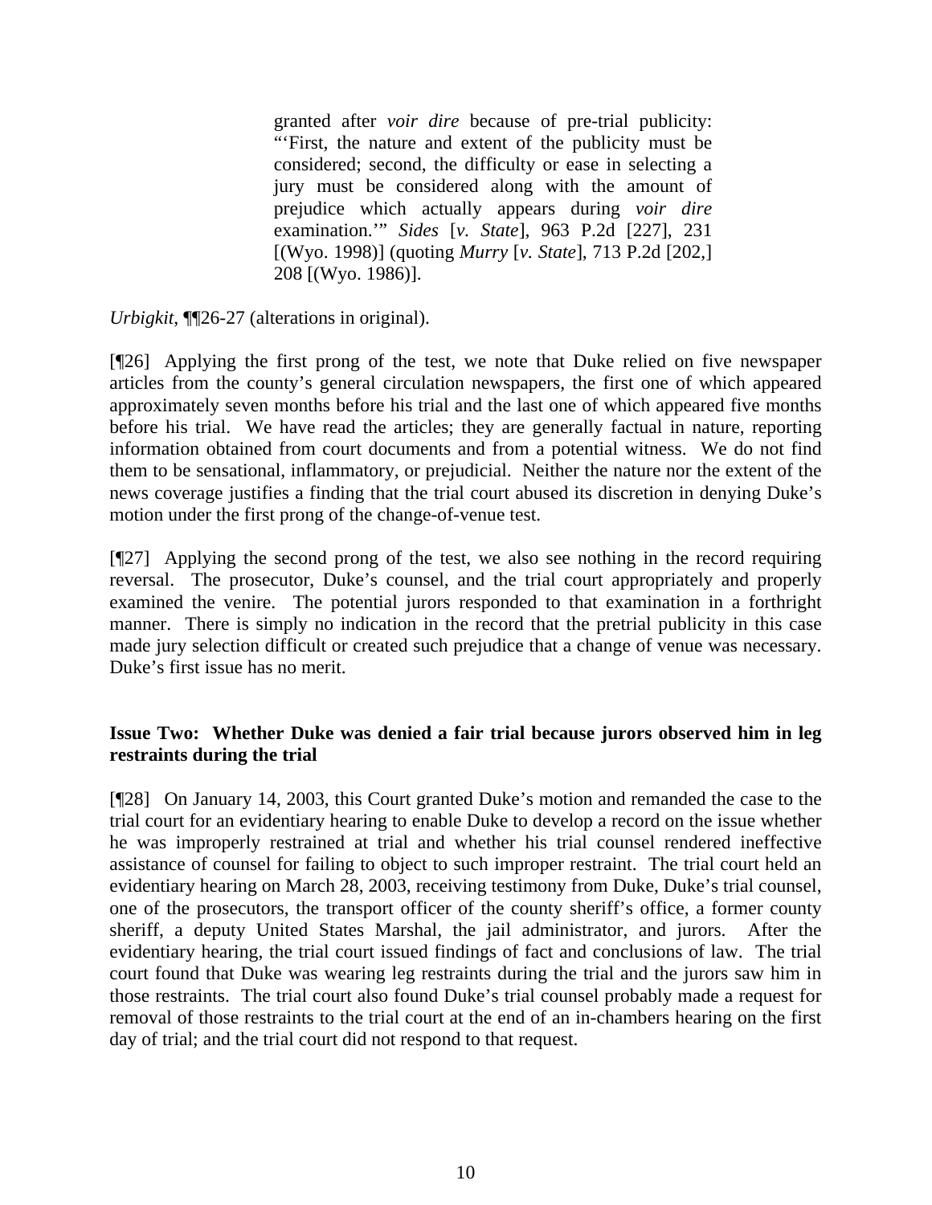> granted after *voir dire* because of pre-trial publicity: "'First, the nature and extent of the publicity must be considered; second, the difficulty or ease in selecting a jury must be considered along with the amount of prejudice which actually appears during *voir dire* examination.'" *Sides* [*v. State*], 963 P.2d [227], 231 [(Wyo. 1998)] (quoting *Murry* [*v. State*], 713 P.2d [202,] 208 [(Wyo. 1986)].

*Urbigkit*, ¶¶26-27 (alterations in original).

[¶26] Applying the first prong of the test, we note that Duke relied on five newspaper articles from the county's general circulation newspapers, the first one of which appeared approximately seven months before his trial and the last one of which appeared five months before his trial. We have read the articles; they are generally factual in nature, reporting information obtained from court documents and from a potential witness. We do not find them to be sensational, inflammatory, or prejudicial. Neither the nature nor the extent of the news coverage justifies a finding that the trial court abused its discretion in denying Duke's motion under the first prong of the change-of-venue test.

[¶27] Applying the second prong of the test, we also see nothing in the record requiring reversal. The prosecutor, Duke's counsel, and the trial court appropriately and properly examined the venire. The potential jurors responded to that examination in a forthright manner. There is simply no indication in the record that the pretrial publicity in this case made jury selection difficult or created such prejudice that a change of venue was necessary. Duke's first issue has no merit.

**Issue Two: Whether Duke was denied a fair trial because jurors observed him in leg restraints during the trial**

[¶28] On January 14, 2003, this Court granted Duke's motion and remanded the case to the trial court for an evidentiary hearing to enable Duke to develop a record on the issue whether he was improperly restrained at trial and whether his trial counsel rendered ineffective assistance of counsel for failing to object to such improper restraint. The trial court held an evidentiary hearing on March 28, 2003, receiving testimony from Duke, Duke's trial counsel, one of the prosecutors, the transport officer of the county sheriff's office, a former county sheriff, a deputy United States Marshal, the jail administrator, and jurors. After the evidentiary hearing, the trial court issued findings of fact and conclusions of law. The trial court found that Duke was wearing leg restraints during the trial and the jurors saw him in those restraints. The trial court also found Duke's trial counsel probably made a request for removal of those restraints to the trial court at the end of an in-chambers hearing on the first day of trial; and the trial court did not respond to that request.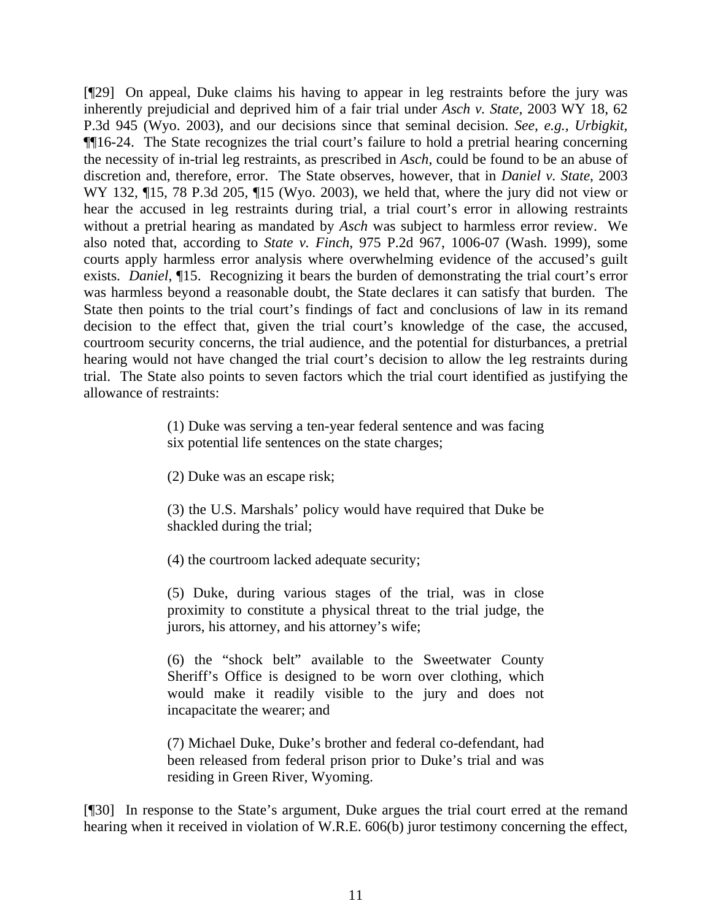[¶29] On appeal, Duke claims his having to appear in leg restraints before the jury was inherently prejudicial and deprived him of a fair trial under *Asch v. State*, 2003 WY 18, 62 P.3d 945 (Wyo. 2003), and our decisions since that seminal decision. *See, e.g., Urbigkit*, ¶¶16-24. The State recognizes the trial court's failure to hold a pretrial hearing concerning the necessity of in-trial leg restraints, as prescribed in *Asch*, could be found to be an abuse of discretion and, therefore, error. The State observes, however, that in *Daniel v. State*, 2003 WY 132, ¶15, 78 P.3d 205, ¶15 (Wyo. 2003), we held that, where the jury did not view or hear the accused in leg restraints during trial, a trial court's error in allowing restraints without a pretrial hearing as mandated by *Asch* was subject to harmless error review. We also noted that, according to *State v. Finch*, 975 P.2d 967, 1006-07 (Wash. 1999), some courts apply harmless error analysis where overwhelming evidence of the accused's guilt exists. *Daniel*, ¶15. Recognizing it bears the burden of demonstrating the trial court's error was harmless beyond a reasonable doubt, the State declares it can satisfy that burden. The State then points to the trial court's findings of fact and conclusions of law in its remand decision to the effect that, given the trial court's knowledge of the case, the accused, courtroom security concerns, the trial audience, and the potential for disturbances, a pretrial hearing would not have changed the trial court's decision to allow the leg restraints during trial. The State also points to seven factors which the trial court identified as justifying the allowance of restraints:

> (1) Duke was serving a ten-year federal sentence and was facing six potential life sentences on the state charges;
>
> (2) Duke was an escape risk;
>
> (3) the U.S. Marshals' policy would have required that Duke be shackled during the trial;
>
> (4) the courtroom lacked adequate security;
>
> (5) Duke, during various stages of the trial, was in close proximity to constitute a physical threat to the trial judge, the jurors, his attorney, and his attorney's wife;
>
> (6) the "shock belt" available to the Sweetwater County Sheriff's Office is designed to be worn over clothing, which would make it readily visible to the jury and does not incapacitate the wearer; and
>
> (7) Michael Duke, Duke's brother and federal co-defendant, had been released from federal prison prior to Duke's trial and was residing in Green River, Wyoming.

[¶30] In response to the State's argument, Duke argues the trial court erred at the remand hearing when it received in violation of W.R.E. 606(b) juror testimony concerning the effect,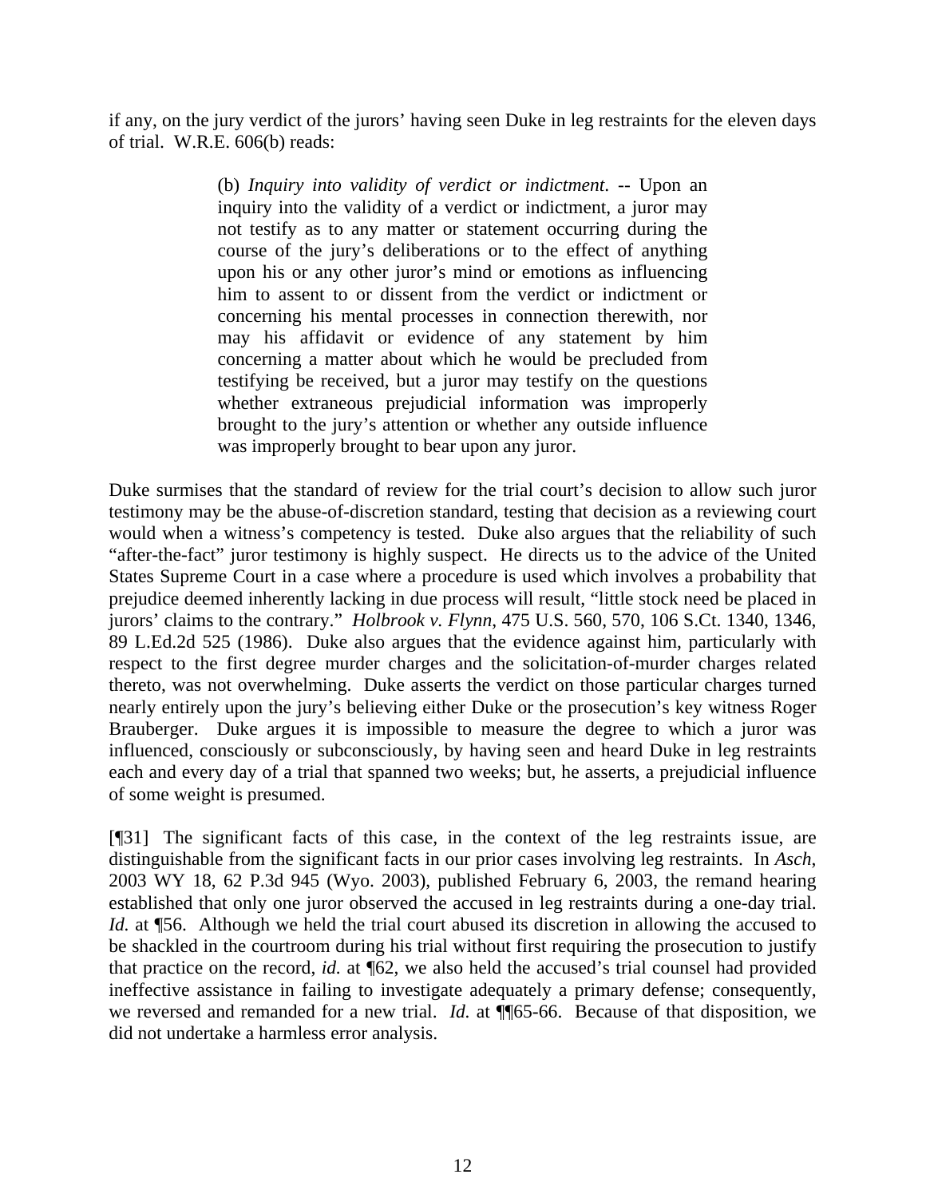if any, on the jury verdict of the jurors' having seen Duke in leg restraints for the eleven days of trial. W.R.E. 606(b) reads:

> (b) *Inquiry into validity of verdict or indictment*. -- Upon an inquiry into the validity of a verdict or indictment, a juror may not testify as to any matter or statement occurring during the course of the jury's deliberations or to the effect of anything upon his or any other juror's mind or emotions as influencing him to assent to or dissent from the verdict or indictment or concerning his mental processes in connection therewith, nor may his affidavit or evidence of any statement by him concerning a matter about which he would be precluded from testifying be received, but a juror may testify on the questions whether extraneous prejudicial information was improperly brought to the jury's attention or whether any outside influence was improperly brought to bear upon any juror.

Duke surmises that the standard of review for the trial court's decision to allow such juror testimony may be the abuse-of-discretion standard, testing that decision as a reviewing court would when a witness's competency is tested. Duke also argues that the reliability of such "after-the-fact" juror testimony is highly suspect. He directs us to the advice of the United States Supreme Court in a case where a procedure is used which involves a probability that prejudice deemed inherently lacking in due process will result, "little stock need be placed in jurors' claims to the contrary." *Holbrook v. Flynn*, 475 U.S. 560, 570, 106 S.Ct. 1340, 1346, 89 L.Ed.2d 525 (1986). Duke also argues that the evidence against him, particularly with respect to the first degree murder charges and the solicitation-of-murder charges related thereto, was not overwhelming. Duke asserts the verdict on those particular charges turned nearly entirely upon the jury's believing either Duke or the prosecution's key witness Roger Brauberger. Duke argues it is impossible to measure the degree to which a juror was influenced, consciously or subconsciously, by having seen and heard Duke in leg restraints each and every day of a trial that spanned two weeks; but, he asserts, a prejudicial influence of some weight is presumed.

[¶31] The significant facts of this case, in the context of the leg restraints issue, are distinguishable from the significant facts in our prior cases involving leg restraints. In *Asch*, 2003 WY 18, 62 P.3d 945 (Wyo. 2003), published February 6, 2003, the remand hearing established that only one juror observed the accused in leg restraints during a one-day trial. *Id.* at ¶56. Although we held the trial court abused its discretion in allowing the accused to be shackled in the courtroom during his trial without first requiring the prosecution to justify that practice on the record, *id.* at ¶62, we also held the accused's trial counsel had provided ineffective assistance in failing to investigate adequately a primary defense; consequently, we reversed and remanded for a new trial. *Id.* at ¶¶65-66. Because of that disposition, we did not undertake a harmless error analysis.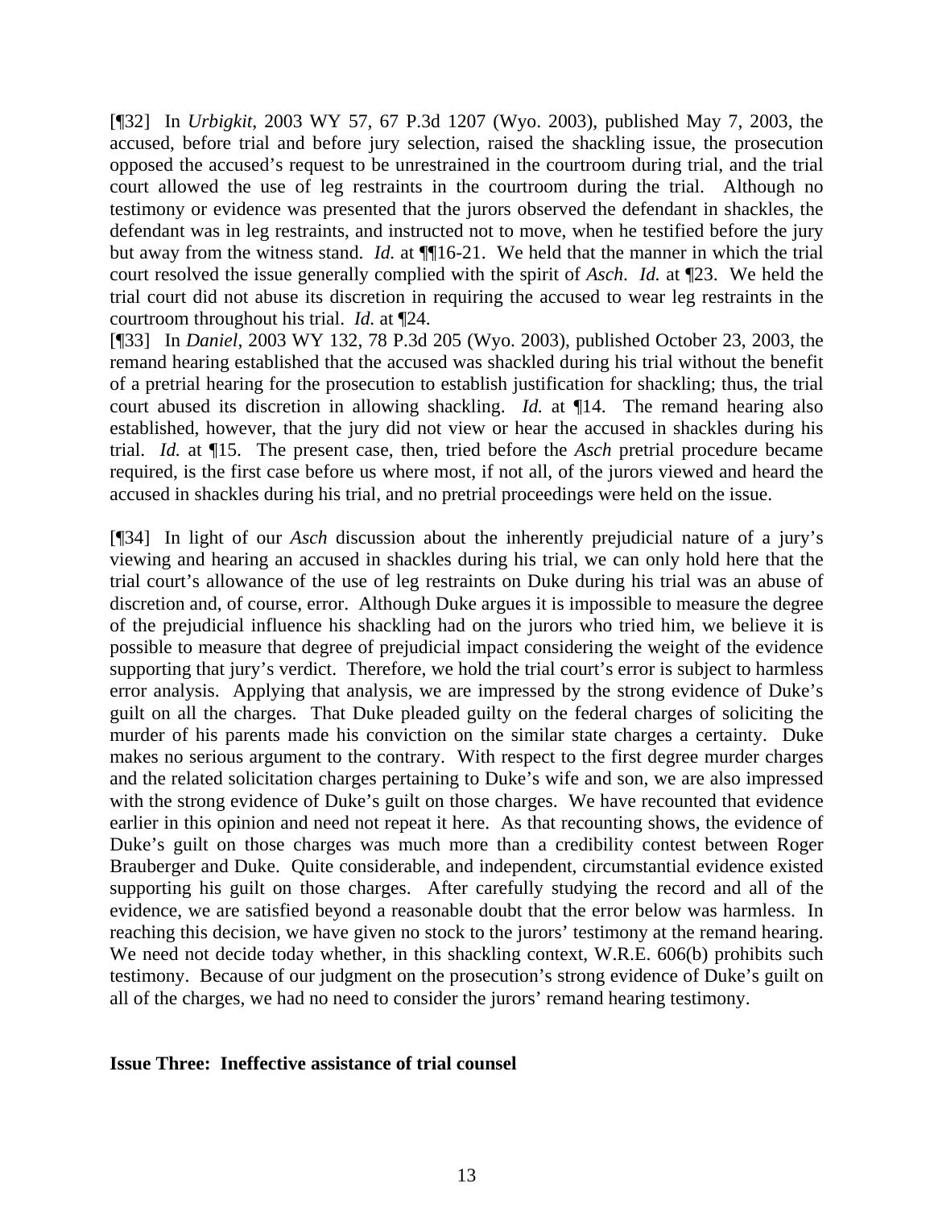[¶32] In *Urbigkit*, 2003 WY 57, 67 P.3d 1207 (Wyo. 2003), published May 7, 2003, the accused, before trial and before jury selection, raised the shackling issue, the prosecution opposed the accused's request to be unrestrained in the courtroom during trial, and the trial court allowed the use of leg restraints in the courtroom during the trial. Although no testimony or evidence was presented that the jurors observed the defendant in shackles, the defendant was in leg restraints, and instructed not to move, when he testified before the jury but away from the witness stand. *Id.* at ¶¶16-21. We held that the manner in which the trial court resolved the issue generally complied with the spirit of *Asch*. *Id.* at ¶23. We held the trial court did not abuse its discretion in requiring the accused to wear leg restraints in the courtroom throughout his trial. *Id.* at ¶24.

[¶33] In *Daniel*, 2003 WY 132, 78 P.3d 205 (Wyo. 2003), published October 23, 2003, the remand hearing established that the accused was shackled during his trial without the benefit of a pretrial hearing for the prosecution to establish justification for shackling; thus, the trial court abused its discretion in allowing shackling. *Id.* at ¶14. The remand hearing also established, however, that the jury did not view or hear the accused in shackles during his trial. *Id.* at ¶15. The present case, then, tried before the *Asch* pretrial procedure became required, is the first case before us where most, if not all, of the jurors viewed and heard the accused in shackles during his trial, and no pretrial proceedings were held on the issue.

[¶34] In light of our *Asch* discussion about the inherently prejudicial nature of a jury's viewing and hearing an accused in shackles during his trial, we can only hold here that the trial court's allowance of the use of leg restraints on Duke during his trial was an abuse of discretion and, of course, error. Although Duke argues it is impossible to measure the degree of the prejudicial influence his shackling had on the jurors who tried him, we believe it is possible to measure that degree of prejudicial impact considering the weight of the evidence supporting that jury's verdict. Therefore, we hold the trial court's error is subject to harmless error analysis. Applying that analysis, we are impressed by the strong evidence of Duke's guilt on all the charges. That Duke pleaded guilty on the federal charges of soliciting the murder of his parents made his conviction on the similar state charges a certainty. Duke makes no serious argument to the contrary. With respect to the first degree murder charges and the related solicitation charges pertaining to Duke's wife and son, we are also impressed with the strong evidence of Duke's guilt on those charges. We have recounted that evidence earlier in this opinion and need not repeat it here. As that recounting shows, the evidence of Duke's guilt on those charges was much more than a credibility contest between Roger Brauberger and Duke. Quite considerable, and independent, circumstantial evidence existed supporting his guilt on those charges. After carefully studying the record and all of the evidence, we are satisfied beyond a reasonable doubt that the error below was harmless. In reaching this decision, we have given no stock to the jurors' testimony at the remand hearing. We need not decide today whether, in this shackling context, W.R.E. 606(b) prohibits such testimony. Because of our judgment on the prosecution's strong evidence of Duke's guilt on all of the charges, we had no need to consider the jurors' remand hearing testimony.

**Issue Three: Ineffective assistance of trial counsel**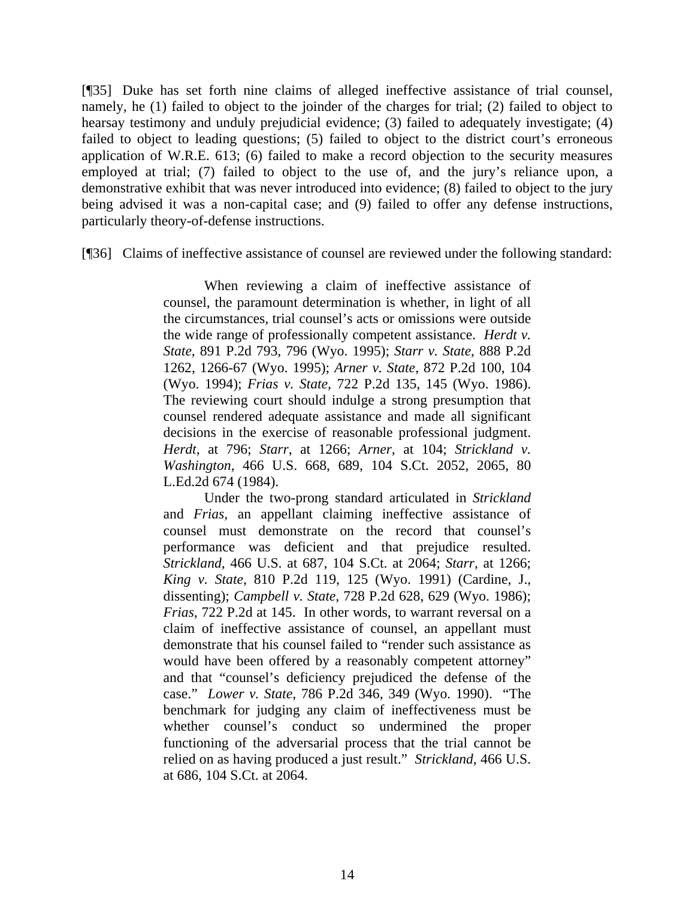[¶35] Duke has set forth nine claims of alleged ineffective assistance of trial counsel, namely, he (1) failed to object to the joinder of the charges for trial; (2) failed to object to hearsay testimony and unduly prejudicial evidence; (3) failed to adequately investigate; (4) failed to object to leading questions; (5) failed to object to the district court's erroneous application of W.R.E. 613; (6) failed to make a record objection to the security measures employed at trial; (7) failed to object to the use of, and the jury's reliance upon, a demonstrative exhibit that was never introduced into evidence; (8) failed to object to the jury being advised it was a non-capital case; and (9) failed to offer any defense instructions, particularly theory-of-defense instructions.

[¶36] Claims of ineffective assistance of counsel are reviewed under the following standard:

> When reviewing a claim of ineffective assistance of counsel, the paramount determination is whether, in light of all the circumstances, trial counsel's acts or omissions were outside the wide range of professionally competent assistance. *Herdt v. State*, 891 P.2d 793, 796 (Wyo. 1995); *Starr v. State*, 888 P.2d 1262, 1266-67 (Wyo. 1995); *Arner v. State*, 872 P.2d 100, 104 (Wyo. 1994); *Frias v. State*, 722 P.2d 135, 145 (Wyo. 1986). The reviewing court should indulge a strong presumption that counsel rendered adequate assistance and made all significant decisions in the exercise of reasonable professional judgment. *Herdt*, at 796; *Starr*, at 1266; *Arner*, at 104; *Strickland v. Washington*, 466 U.S. 668, 689, 104 S.Ct. 2052, 2065, 80 L.Ed.2d 674 (1984).
>
> Under the two-prong standard articulated in *Strickland* and *Frias*, an appellant claiming ineffective assistance of counsel must demonstrate on the record that counsel's performance was deficient and that prejudice resulted. *Strickland*, 466 U.S. at 687, 104 S.Ct. at 2064; *Starr*, at 1266; *King v. State*, 810 P.2d 119, 125 (Wyo. 1991) (Cardine, J., dissenting); *Campbell v. State*, 728 P.2d 628, 629 (Wyo. 1986); *Frias*, 722 P.2d at 145. In other words, to warrant reversal on a claim of ineffective assistance of counsel, an appellant must demonstrate that his counsel failed to "render such assistance as would have been offered by a reasonably competent attorney" and that "counsel's deficiency prejudiced the defense of the case." *Lower v. State*, 786 P.2d 346, 349 (Wyo. 1990). "The benchmark for judging any claim of ineffectiveness must be whether counsel's conduct so undermined the proper functioning of the adversarial process that the trial cannot be relied on as having produced a just result." *Strickland*, 466 U.S. at 686, 104 S.Ct. at 2064.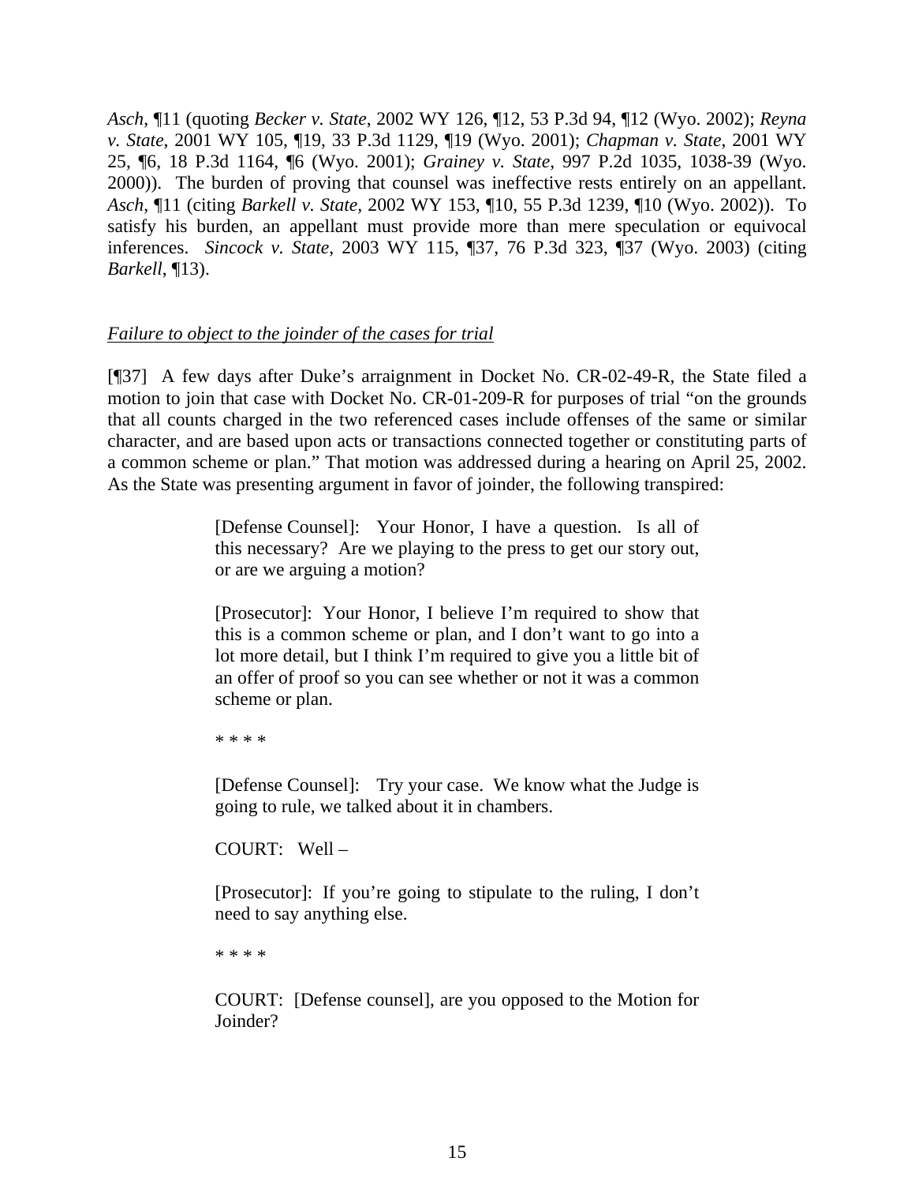*Asch*, ¶11 (quoting *Becker v. State*, 2002 WY 126, ¶12, 53 P.3d 94, ¶12 (Wyo. 2002); *Reyna v. State*, 2001 WY 105, ¶19, 33 P.3d 1129, ¶19 (Wyo. 2001); *Chapman v. State*, 2001 WY 25, ¶6, 18 P.3d 1164, ¶6 (Wyo. 2001); *Grainey v. State*, 997 P.2d 1035, 1038-39 (Wyo. 2000)). The burden of proving that counsel was ineffective rests entirely on an appellant. *Asch*, ¶11 (citing *Barkell v. State*, 2002 WY 153, ¶10, 55 P.3d 1239, ¶10 (Wyo. 2002)). To satisfy his burden, an appellant must provide more than mere speculation or equivocal inferences. *Sincock v. State*, 2003 WY 115, ¶37, 76 P.3d 323, ¶37 (Wyo. 2003) (citing *Barkell*, ¶13).

<u>*Failure to object to the joinder of the cases for trial*</u>

[¶37] A few days after Duke's arraignment in Docket No. CR-02-49-R, the State filed a motion to join that case with Docket No. CR-01-209-R for purposes of trial "on the grounds that all counts charged in the two referenced cases include offenses of the same or similar character, and are based upon acts or transactions connected together or constituting parts of a common scheme or plan." That motion was addressed during a hearing on April 25, 2002. As the State was presenting argument in favor of joinder, the following transpired:

> [Defense Counsel]: Your Honor, I have a question. Is all of this necessary? Are we playing to the press to get our story out, or are we arguing a motion?
>
> [Prosecutor]: Your Honor, I believe I'm required to show that this is a common scheme or plan, and I don't want to go into a lot more detail, but I think I'm required to give you a little bit of an offer of proof so you can see whether or not it was a common scheme or plan.
>
> * * * *
>
> [Defense Counsel]: Try your case. We know what the Judge is going to rule, we talked about it in chambers.
>
> COURT: Well –
>
> [Prosecutor]: If you're going to stipulate to the ruling, I don't need to say anything else.
>
> * * * *
>
> COURT: [Defense counsel], are you opposed to the Motion for Joinder?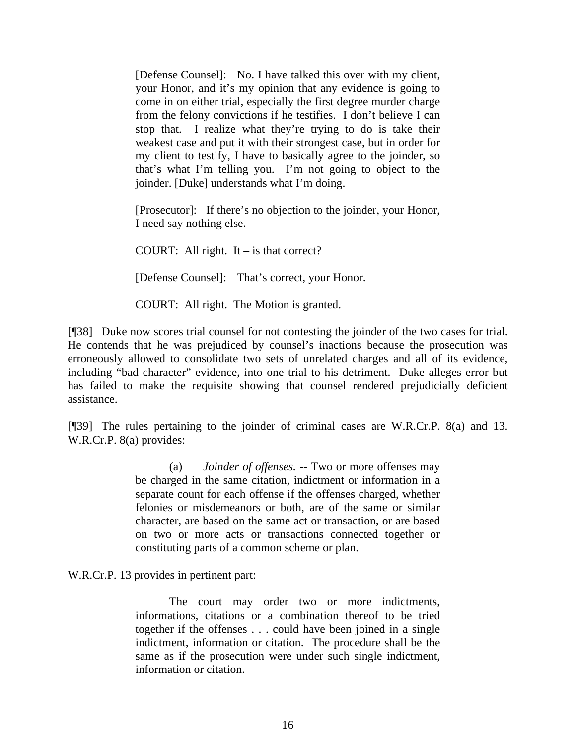> [Defense Counsel]: No. I have talked this over with my client, your Honor, and it's my opinion that any evidence is going to come in on either trial, especially the first degree murder charge from the felony convictions if he testifies. I don't believe I can stop that. I realize what they're trying to do is take their weakest case and put it with their strongest case, but in order for my client to testify, I have to basically agree to the joinder, so that's what I'm telling you. I'm not going to object to the joinder. [Duke] understands what I'm doing.
>
> [Prosecutor]: If there's no objection to the joinder, your Honor, I need say nothing else.
>
> COURT: All right. It – is that correct?
>
> [Defense Counsel]: That's correct, your Honor.
>
> COURT: All right. The Motion is granted.

[¶38] Duke now scores trial counsel for not contesting the joinder of the two cases for trial. He contends that he was prejudiced by counsel's inactions because the prosecution was erroneously allowed to consolidate two sets of unrelated charges and all of its evidence, including "bad character" evidence, into one trial to his detriment. Duke alleges error but has failed to make the requisite showing that counsel rendered prejudicially deficient assistance.

[¶39] The rules pertaining to the joinder of criminal cases are W.R.Cr.P. 8(a) and 13. W.R.Cr.P. 8(a) provides:

> (a) *Joinder of offenses.* -- Two or more offenses may be charged in the same citation, indictment or information in a separate count for each offense if the offenses charged, whether felonies or misdemeanors or both, are of the same or similar character, are based on the same act or transaction, or are based on two or more acts or transactions connected together or constituting parts of a common scheme or plan.

W.R.Cr.P. 13 provides in pertinent part:

> The court may order two or more indictments, informations, citations or a combination thereof to be tried together if the offenses . . . could have been joined in a single indictment, information or citation. The procedure shall be the same as if the prosecution were under such single indictment, information or citation.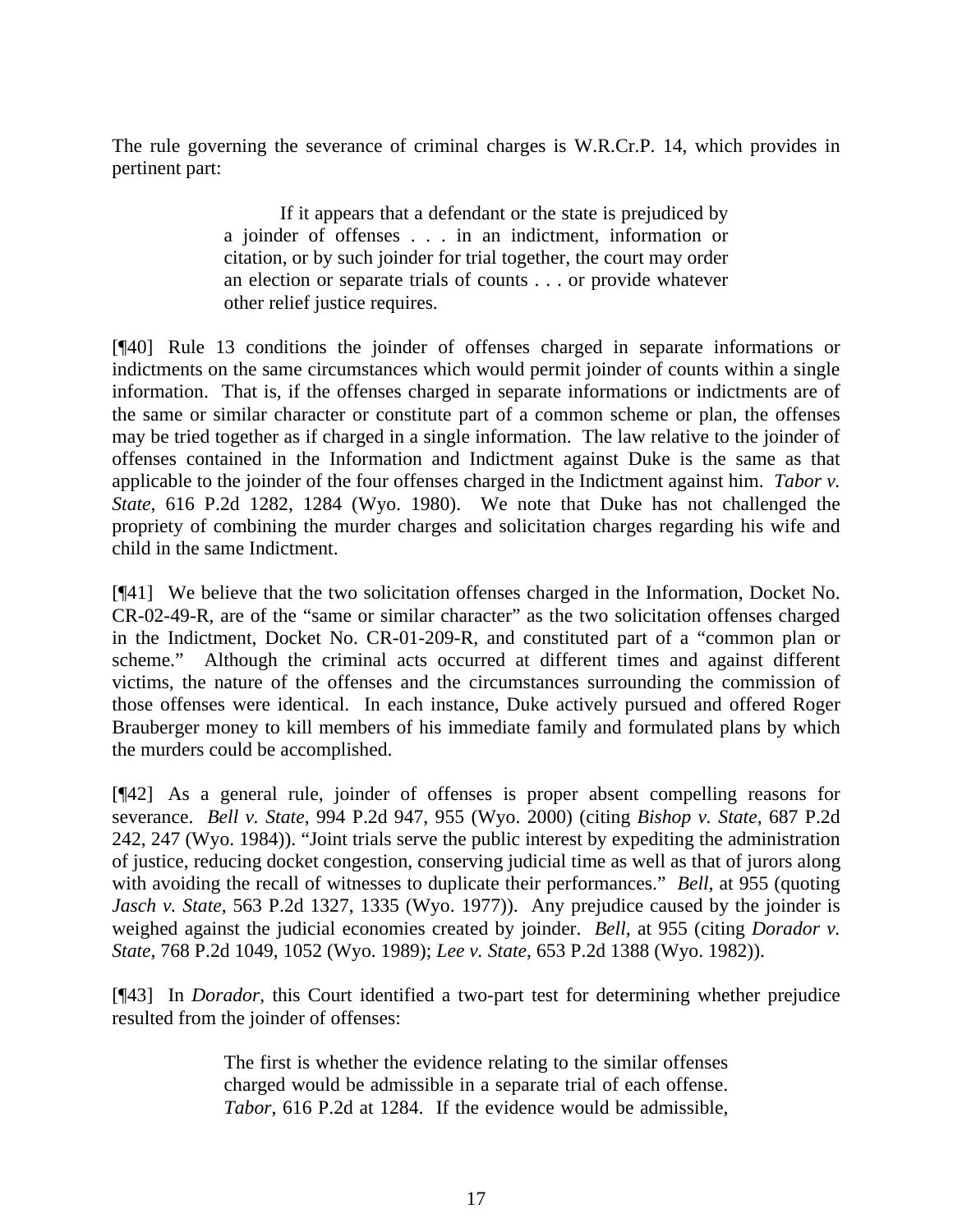The rule governing the severance of criminal charges is W.R.Cr.P. 14, which provides in pertinent part:

> If it appears that a defendant or the state is prejudiced by a joinder of offenses . . . in an indictment, information or citation, or by such joinder for trial together, the court may order an election or separate trials of counts . . . or provide whatever other relief justice requires.

[¶40] Rule 13 conditions the joinder of offenses charged in separate informations or indictments on the same circumstances which would permit joinder of counts within a single information. That is, if the offenses charged in separate informations or indictments are of the same or similar character or constitute part of a common scheme or plan, the offenses may be tried together as if charged in a single information. The law relative to the joinder of offenses contained in the Information and Indictment against Duke is the same as that applicable to the joinder of the four offenses charged in the Indictment against him. *Tabor v. State*, 616 P.2d 1282, 1284 (Wyo. 1980). We note that Duke has not challenged the propriety of combining the murder charges and solicitation charges regarding his wife and child in the same Indictment.

[¶41] We believe that the two solicitation offenses charged in the Information, Docket No. CR-02-49-R, are of the "same or similar character" as the two solicitation offenses charged in the Indictment, Docket No. CR-01-209-R, and constituted part of a "common plan or scheme." Although the criminal acts occurred at different times and against different victims, the nature of the offenses and the circumstances surrounding the commission of those offenses were identical. In each instance, Duke actively pursued and offered Roger Brauberger money to kill members of his immediate family and formulated plans by which the murders could be accomplished.

[¶42] As a general rule, joinder of offenses is proper absent compelling reasons for severance. *Bell v. State*, 994 P.2d 947, 955 (Wyo. 2000) (citing *Bishop v. State*, 687 P.2d 242, 247 (Wyo. 1984)). "Joint trials serve the public interest by expediting the administration of justice, reducing docket congestion, conserving judicial time as well as that of jurors along with avoiding the recall of witnesses to duplicate their performances." *Bell*, at 955 (quoting *Jasch v. State*, 563 P.2d 1327, 1335 (Wyo. 1977)). Any prejudice caused by the joinder is weighed against the judicial economies created by joinder. *Bell*, at 955 (citing *Dorador v. State*, 768 P.2d 1049, 1052 (Wyo. 1989); *Lee v. State*, 653 P.2d 1388 (Wyo. 1982)).

[¶43] In *Dorador*, this Court identified a two-part test for determining whether prejudice resulted from the joinder of offenses:

> The first is whether the evidence relating to the similar offenses charged would be admissible in a separate trial of each offense. *Tabor*, 616 P.2d at 1284. If the evidence would be admissible,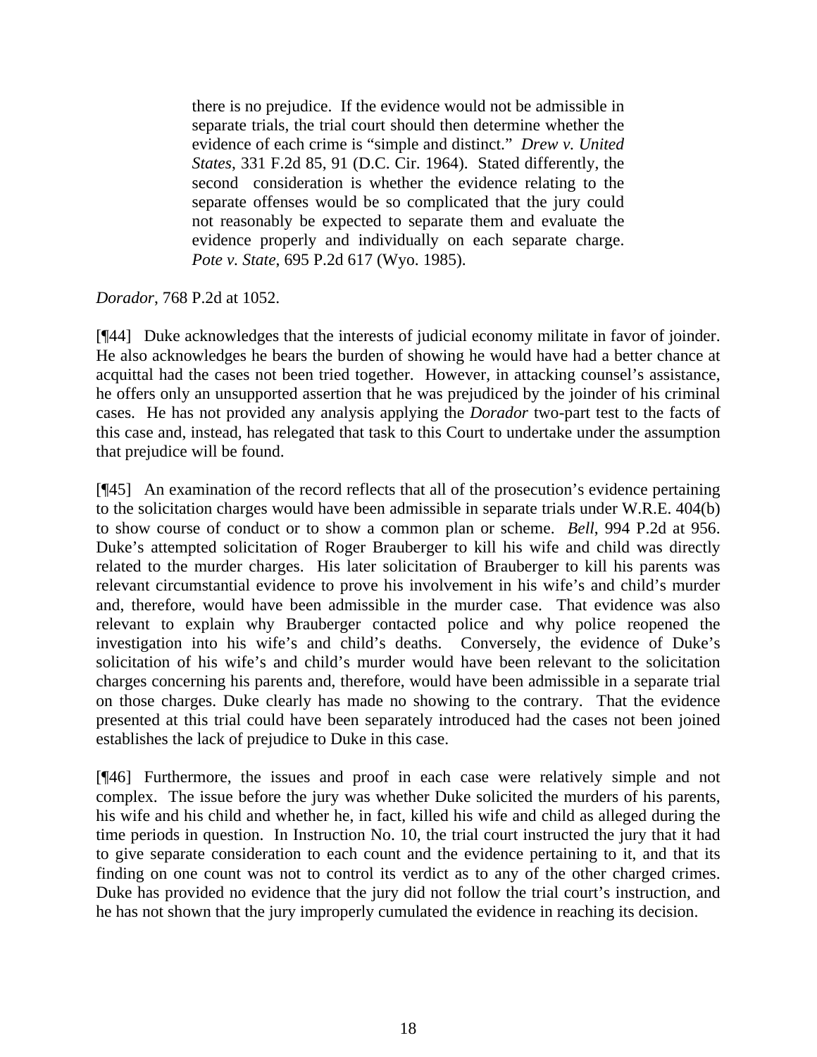> there is no prejudice. If the evidence would not be admissible in separate trials, the trial court should then determine whether the evidence of each crime is "simple and distinct." *Drew v. United States*, 331 F.2d 85, 91 (D.C. Cir. 1964). Stated differently, the second consideration is whether the evidence relating to the separate offenses would be so complicated that the jury could not reasonably be expected to separate them and evaluate the evidence properly and individually on each separate charge. *Pote v. State*, 695 P.2d 617 (Wyo. 1985).

*Dorador*, 768 P.2d at 1052.

[¶44] Duke acknowledges that the interests of judicial economy militate in favor of joinder. He also acknowledges he bears the burden of showing he would have had a better chance at acquittal had the cases not been tried together. However, in attacking counsel's assistance, he offers only an unsupported assertion that he was prejudiced by the joinder of his criminal cases. He has not provided any analysis applying the *Dorador* two-part test to the facts of this case and, instead, has relegated that task to this Court to undertake under the assumption that prejudice will be found.

[¶45] An examination of the record reflects that all of the prosecution's evidence pertaining to the solicitation charges would have been admissible in separate trials under W.R.E. 404(b) to show course of conduct or to show a common plan or scheme. *Bell*, 994 P.2d at 956. Duke's attempted solicitation of Roger Brauberger to kill his wife and child was directly related to the murder charges. His later solicitation of Brauberger to kill his parents was relevant circumstantial evidence to prove his involvement in his wife's and child's murder and, therefore, would have been admissible in the murder case. That evidence was also relevant to explain why Brauberger contacted police and why police reopened the investigation into his wife's and child's deaths. Conversely, the evidence of Duke's solicitation of his wife's and child's murder would have been relevant to the solicitation charges concerning his parents and, therefore, would have been admissible in a separate trial on those charges. Duke clearly has made no showing to the contrary. That the evidence presented at this trial could have been separately introduced had the cases not been joined establishes the lack of prejudice to Duke in this case.

[¶46] Furthermore, the issues and proof in each case were relatively simple and not complex. The issue before the jury was whether Duke solicited the murders of his parents, his wife and his child and whether he, in fact, killed his wife and child as alleged during the time periods in question. In Instruction No. 10, the trial court instructed the jury that it had to give separate consideration to each count and the evidence pertaining to it, and that its finding on one count was not to control its verdict as to any of the other charged crimes. Duke has provided no evidence that the jury did not follow the trial court's instruction, and he has not shown that the jury improperly cumulated the evidence in reaching its decision.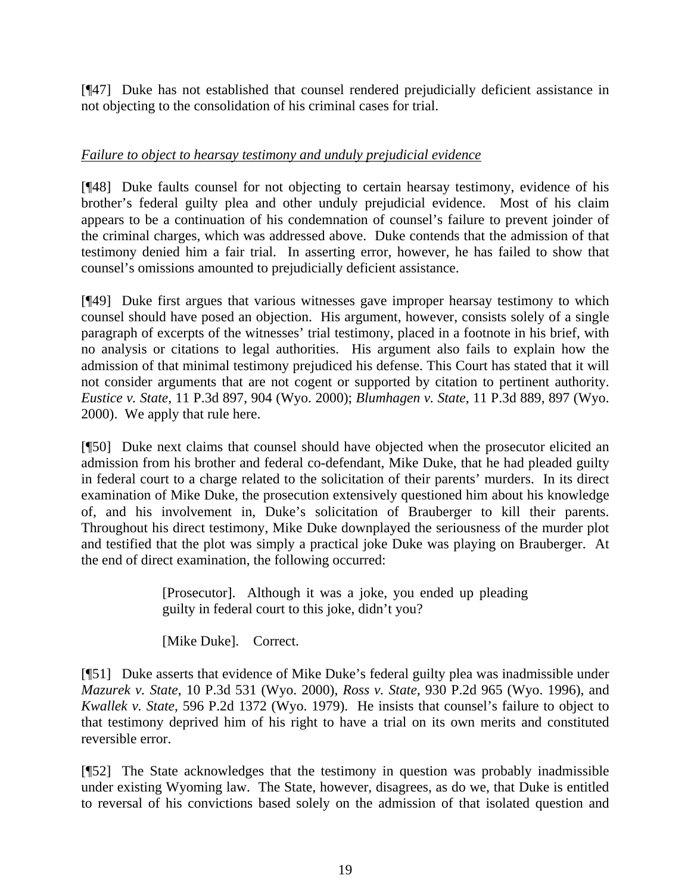[¶47] Duke has not established that counsel rendered prejudicially deficient assistance in not objecting to the consolidation of his criminal cases for trial.

*Failure to object to hearsay testimony and unduly prejudicial evidence*

[¶48] Duke faults counsel for not objecting to certain hearsay testimony, evidence of his brother's federal guilty plea and other unduly prejudicial evidence. Most of his claim appears to be a continuation of his condemnation of counsel's failure to prevent joinder of the criminal charges, which was addressed above. Duke contends that the admission of that testimony denied him a fair trial. In asserting error, however, he has failed to show that counsel's omissions amounted to prejudicially deficient assistance.

[¶49] Duke first argues that various witnesses gave improper hearsay testimony to which counsel should have posed an objection. His argument, however, consists solely of a single paragraph of excerpts of the witnesses' trial testimony, placed in a footnote in his brief, with no analysis or citations to legal authorities. His argument also fails to explain how the admission of that minimal testimony prejudiced his defense. This Court has stated that it will not consider arguments that are not cogent or supported by citation to pertinent authority. *Eustice v. State*, 11 P.3d 897, 904 (Wyo. 2000); *Blumhagen v. State*, 11 P.3d 889, 897 (Wyo. 2000). We apply that rule here.

[¶50] Duke next claims that counsel should have objected when the prosecutor elicited an admission from his brother and federal co-defendant, Mike Duke, that he had pleaded guilty in federal court to a charge related to the solicitation of their parents' murders. In its direct examination of Mike Duke, the prosecution extensively questioned him about his knowledge of, and his involvement in, Duke's solicitation of Brauberger to kill their parents. Throughout his direct testimony, Mike Duke downplayed the seriousness of the murder plot and testified that the plot was simply a practical joke Duke was playing on Brauberger. At the end of direct examination, the following occurred:

> [Prosecutor]. Although it was a joke, you ended up pleading guilty in federal court to this joke, didn't you?
>
> [Mike Duke]. Correct.

[¶51] Duke asserts that evidence of Mike Duke's federal guilty plea was inadmissible under *Mazurek v. State*, 10 P.3d 531 (Wyo. 2000), *Ross v. State*, 930 P.2d 965 (Wyo. 1996), and *Kwallek v. State*, 596 P.2d 1372 (Wyo. 1979). He insists that counsel's failure to object to that testimony deprived him of his right to have a trial on its own merits and constituted reversible error.

[¶52] The State acknowledges that the testimony in question was probably inadmissible under existing Wyoming law. The State, however, disagrees, as do we, that Duke is entitled to reversal of his convictions based solely on the admission of that isolated question and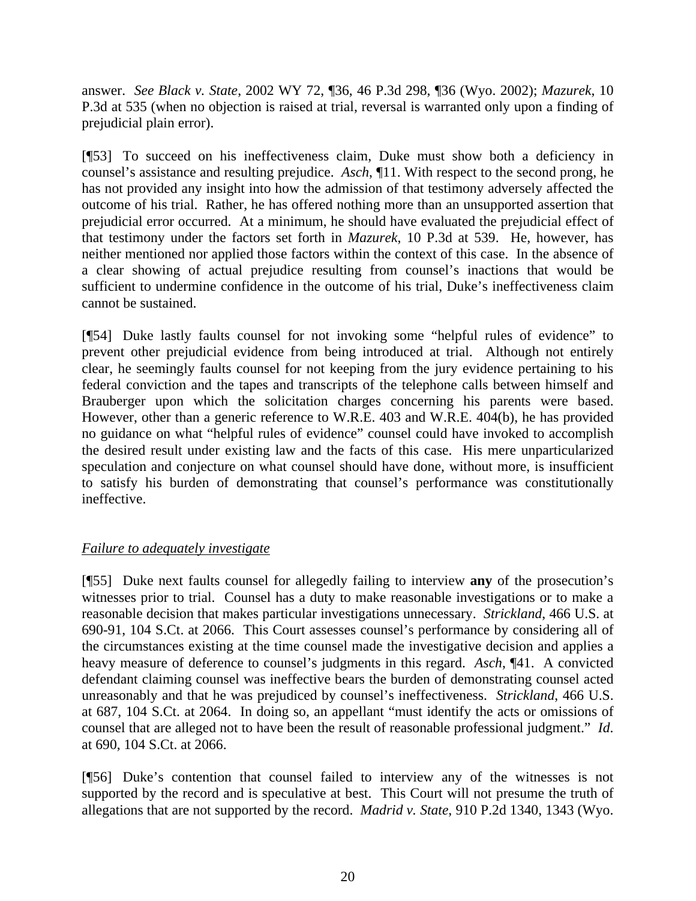answer. *See Black v. State*, 2002 WY 72, ¶36, 46 P.3d 298, ¶36 (Wyo. 2002); *Mazurek*, 10 P.3d at 535 (when no objection is raised at trial, reversal is warranted only upon a finding of prejudicial plain error).

[¶53] To succeed on his ineffectiveness claim, Duke must show both a deficiency in counsel's assistance and resulting prejudice. *Asch*, ¶11. With respect to the second prong, he has not provided any insight into how the admission of that testimony adversely affected the outcome of his trial. Rather, he has offered nothing more than an unsupported assertion that prejudicial error occurred. At a minimum, he should have evaluated the prejudicial effect of that testimony under the factors set forth in *Mazurek*, 10 P.3d at 539. He, however, has neither mentioned nor applied those factors within the context of this case. In the absence of a clear showing of actual prejudice resulting from counsel's inactions that would be sufficient to undermine confidence in the outcome of his trial, Duke's ineffectiveness claim cannot be sustained.

[¶54] Duke lastly faults counsel for not invoking some "helpful rules of evidence" to prevent other prejudicial evidence from being introduced at trial. Although not entirely clear, he seemingly faults counsel for not keeping from the jury evidence pertaining to his federal conviction and the tapes and transcripts of the telephone calls between himself and Brauberger upon which the solicitation charges concerning his parents were based. However, other than a generic reference to W.R.E. 403 and W.R.E. 404(b), he has provided no guidance on what "helpful rules of evidence" counsel could have invoked to accomplish the desired result under existing law and the facts of this case. His mere unparticularized speculation and conjecture on what counsel should have done, without more, is insufficient to satisfy his burden of demonstrating that counsel's performance was constitutionally ineffective.

*Failure to adequately investigate*

[¶55] Duke next faults counsel for allegedly failing to interview **any** of the prosecution's witnesses prior to trial. Counsel has a duty to make reasonable investigations or to make a reasonable decision that makes particular investigations unnecessary. *Strickland*, 466 U.S. at 690-91, 104 S.Ct. at 2066. This Court assesses counsel's performance by considering all of the circumstances existing at the time counsel made the investigative decision and applies a heavy measure of deference to counsel's judgments in this regard. *Asch*, ¶41. A convicted defendant claiming counsel was ineffective bears the burden of demonstrating counsel acted unreasonably and that he was prejudiced by counsel's ineffectiveness. *Strickland*, 466 U.S. at 687, 104 S.Ct. at 2064. In doing so, an appellant "must identify the acts or omissions of counsel that are alleged not to have been the result of reasonable professional judgment." *Id*. at 690, 104 S.Ct. at 2066.

[¶56] Duke's contention that counsel failed to interview any of the witnesses is not supported by the record and is speculative at best. This Court will not presume the truth of allegations that are not supported by the record. *Madrid v. State*, 910 P.2d 1340, 1343 (Wyo.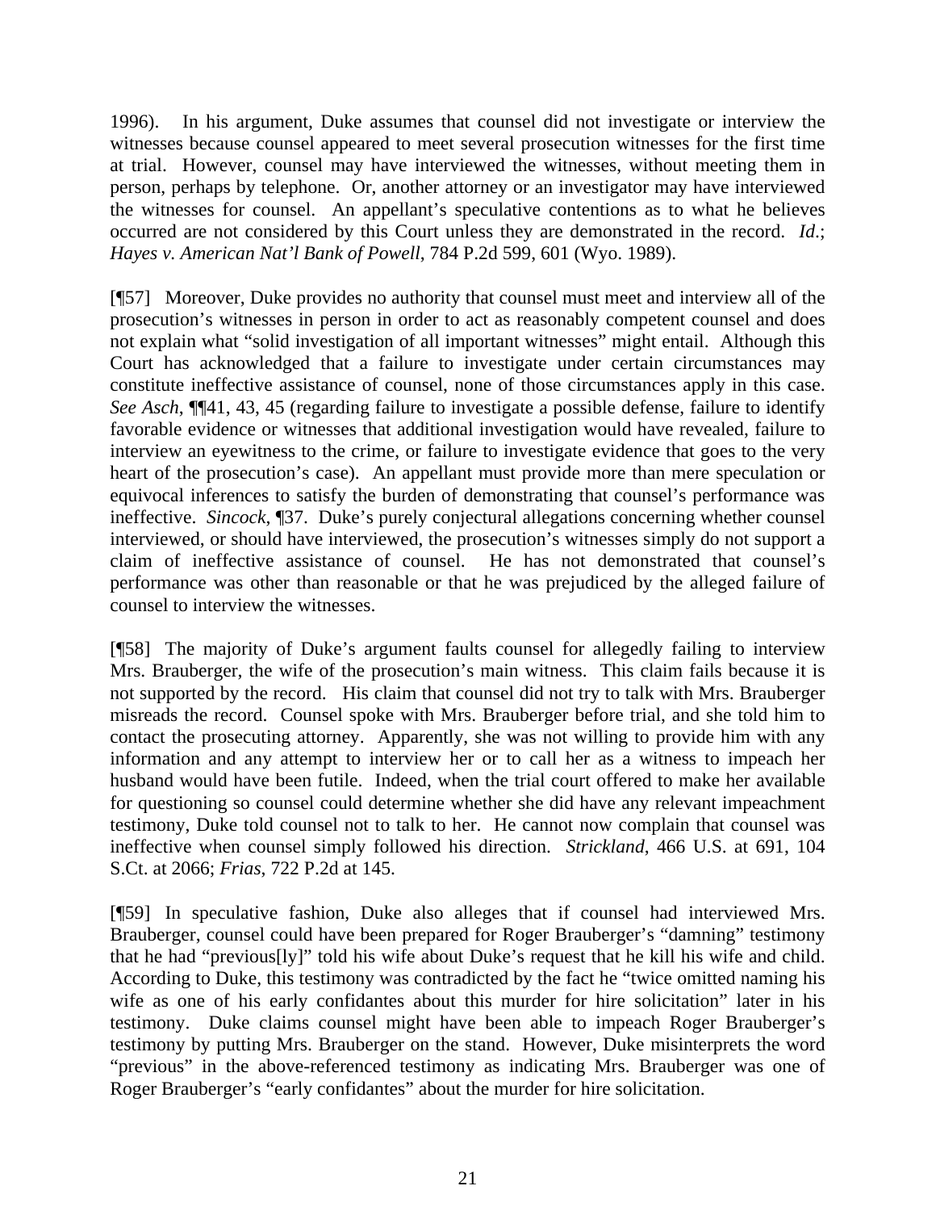1996). In his argument, Duke assumes that counsel did not investigate or interview the witnesses because counsel appeared to meet several prosecution witnesses for the first time at trial. However, counsel may have interviewed the witnesses, without meeting them in person, perhaps by telephone. Or, another attorney or an investigator may have interviewed the witnesses for counsel. An appellant's speculative contentions as to what he believes occurred are not considered by this Court unless they are demonstrated in the record. *Id*.; *Hayes v. American Nat'l Bank of Powell*, 784 P.2d 599, 601 (Wyo. 1989).

[¶57] Moreover, Duke provides no authority that counsel must meet and interview all of the prosecution's witnesses in person in order to act as reasonably competent counsel and does not explain what "solid investigation of all important witnesses" might entail. Although this Court has acknowledged that a failure to investigate under certain circumstances may constitute ineffective assistance of counsel, none of those circumstances apply in this case. *See Asch*, ¶¶41, 43, 45 (regarding failure to investigate a possible defense, failure to identify favorable evidence or witnesses that additional investigation would have revealed, failure to interview an eyewitness to the crime, or failure to investigate evidence that goes to the very heart of the prosecution's case). An appellant must provide more than mere speculation or equivocal inferences to satisfy the burden of demonstrating that counsel's performance was ineffective. *Sincock*, ¶37. Duke's purely conjectural allegations concerning whether counsel interviewed, or should have interviewed, the prosecution's witnesses simply do not support a claim of ineffective assistance of counsel. He has not demonstrated that counsel's performance was other than reasonable or that he was prejudiced by the alleged failure of counsel to interview the witnesses.

[¶58] The majority of Duke's argument faults counsel for allegedly failing to interview Mrs. Brauberger, the wife of the prosecution's main witness. This claim fails because it is not supported by the record. His claim that counsel did not try to talk with Mrs. Brauberger misreads the record. Counsel spoke with Mrs. Brauberger before trial, and she told him to contact the prosecuting attorney. Apparently, she was not willing to provide him with any information and any attempt to interview her or to call her as a witness to impeach her husband would have been futile. Indeed, when the trial court offered to make her available for questioning so counsel could determine whether she did have any relevant impeachment testimony, Duke told counsel not to talk to her. He cannot now complain that counsel was ineffective when counsel simply followed his direction. *Strickland*, 466 U.S. at 691, 104 S.Ct. at 2066; *Frias*, 722 P.2d at 145.

[¶59] In speculative fashion, Duke also alleges that if counsel had interviewed Mrs. Brauberger, counsel could have been prepared for Roger Brauberger's "damning" testimony that he had "previous[ly]" told his wife about Duke's request that he kill his wife and child. According to Duke, this testimony was contradicted by the fact he "twice omitted naming his wife as one of his early confidantes about this murder for hire solicitation" later in his testimony. Duke claims counsel might have been able to impeach Roger Brauberger's testimony by putting Mrs. Brauberger on the stand. However, Duke misinterprets the word "previous" in the above-referenced testimony as indicating Mrs. Brauberger was one of Roger Brauberger's "early confidantes" about the murder for hire solicitation.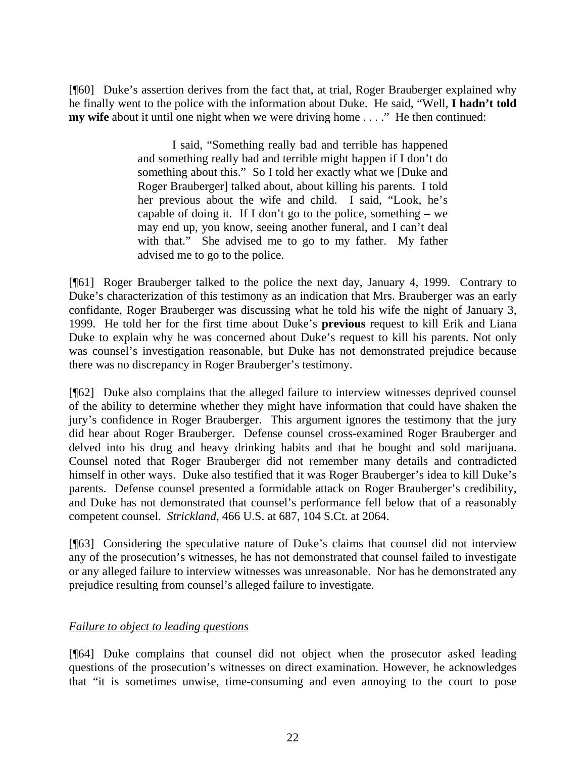[¶60] Duke's assertion derives from the fact that, at trial, Roger Brauberger explained why he finally went to the police with the information about Duke. He said, "Well, **I hadn't told my wife** about it until one night when we were driving home . . . ." He then continued:

> I said, "Something really bad and terrible has happened and something really bad and terrible might happen if I don't do something about this." So I told her exactly what we [Duke and Roger Brauberger] talked about, about killing his parents. I told her previous about the wife and child. I said, "Look, he's capable of doing it. If I don't go to the police, something – we may end up, you know, seeing another funeral, and I can't deal with that." She advised me to go to my father. My father advised me to go to the police.

[¶61] Roger Brauberger talked to the police the next day, January 4, 1999. Contrary to Duke's characterization of this testimony as an indication that Mrs. Brauberger was an early confidante, Roger Brauberger was discussing what he told his wife the night of January 3, 1999. He told her for the first time about Duke's **previous** request to kill Erik and Liana Duke to explain why he was concerned about Duke's request to kill his parents. Not only was counsel's investigation reasonable, but Duke has not demonstrated prejudice because there was no discrepancy in Roger Brauberger's testimony.

[¶62] Duke also complains that the alleged failure to interview witnesses deprived counsel of the ability to determine whether they might have information that could have shaken the jury's confidence in Roger Brauberger. This argument ignores the testimony that the jury did hear about Roger Brauberger. Defense counsel cross-examined Roger Brauberger and delved into his drug and heavy drinking habits and that he bought and sold marijuana. Counsel noted that Roger Brauberger did not remember many details and contradicted himself in other ways. Duke also testified that it was Roger Brauberger's idea to kill Duke's parents. Defense counsel presented a formidable attack on Roger Brauberger's credibility, and Duke has not demonstrated that counsel's performance fell below that of a reasonably competent counsel. *Strickland*, 466 U.S. at 687, 104 S.Ct. at 2064.

[¶63] Considering the speculative nature of Duke's claims that counsel did not interview any of the prosecution's witnesses, he has not demonstrated that counsel failed to investigate or any alleged failure to interview witnesses was unreasonable. Nor has he demonstrated any prejudice resulting from counsel's alleged failure to investigate.

*Failure to object to leading questions*

[¶64] Duke complains that counsel did not object when the prosecutor asked leading questions of the prosecution's witnesses on direct examination. However, he acknowledges that "it is sometimes unwise, time-consuming and even annoying to the court to pose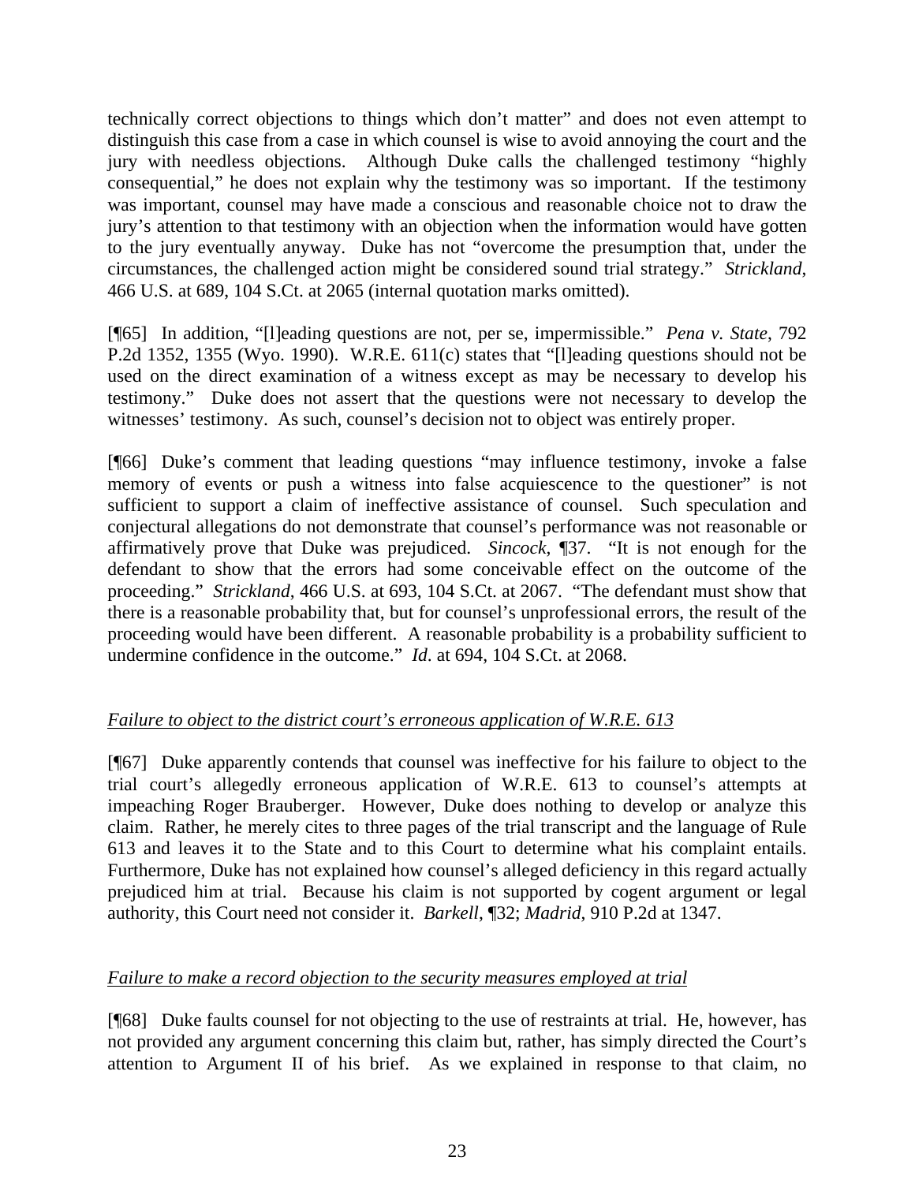technically correct objections to things which don't matter" and does not even attempt to distinguish this case from a case in which counsel is wise to avoid annoying the court and the jury with needless objections. Although Duke calls the challenged testimony "highly consequential," he does not explain why the testimony was so important. If the testimony was important, counsel may have made a conscious and reasonable choice not to draw the jury's attention to that testimony with an objection when the information would have gotten to the jury eventually anyway. Duke has not "overcome the presumption that, under the circumstances, the challenged action might be considered sound trial strategy." *Strickland*, 466 U.S. at 689, 104 S.Ct. at 2065 (internal quotation marks omitted).

[¶65] In addition, "[l]eading questions are not, per se, impermissible." *Pena v. State*, 792 P.2d 1352, 1355 (Wyo. 1990). W.R.E. 611(c) states that "[l]eading questions should not be used on the direct examination of a witness except as may be necessary to develop his testimony." Duke does not assert that the questions were not necessary to develop the witnesses' testimony. As such, counsel's decision not to object was entirely proper.

[¶66] Duke's comment that leading questions "may influence testimony, invoke a false memory of events or push a witness into false acquiescence to the questioner" is not sufficient to support a claim of ineffective assistance of counsel. Such speculation and conjectural allegations do not demonstrate that counsel's performance was not reasonable or affirmatively prove that Duke was prejudiced. *Sincock*, ¶37. "It is not enough for the defendant to show that the errors had some conceivable effect on the outcome of the proceeding." *Strickland*, 466 U.S. at 693, 104 S.Ct. at 2067. "The defendant must show that there is a reasonable probability that, but for counsel's unprofessional errors, the result of the proceeding would have been different. A reasonable probability is a probability sufficient to undermine confidence in the outcome." *Id*. at 694, 104 S.Ct. at 2068.

*Failure to object to the district court's erroneous application of W.R.E. 613*

[¶67] Duke apparently contends that counsel was ineffective for his failure to object to the trial court's allegedly erroneous application of W.R.E. 613 to counsel's attempts at impeaching Roger Brauberger. However, Duke does nothing to develop or analyze this claim. Rather, he merely cites to three pages of the trial transcript and the language of Rule 613 and leaves it to the State and to this Court to determine what his complaint entails. Furthermore, Duke has not explained how counsel's alleged deficiency in this regard actually prejudiced him at trial. Because his claim is not supported by cogent argument or legal authority, this Court need not consider it. *Barkell*, ¶32; *Madrid*, 910 P.2d at 1347.

*Failure to make a record objection to the security measures employed at trial*

[¶68] Duke faults counsel for not objecting to the use of restraints at trial. He, however, has not provided any argument concerning this claim but, rather, has simply directed the Court's attention to Argument II of his brief. As we explained in response to that claim, no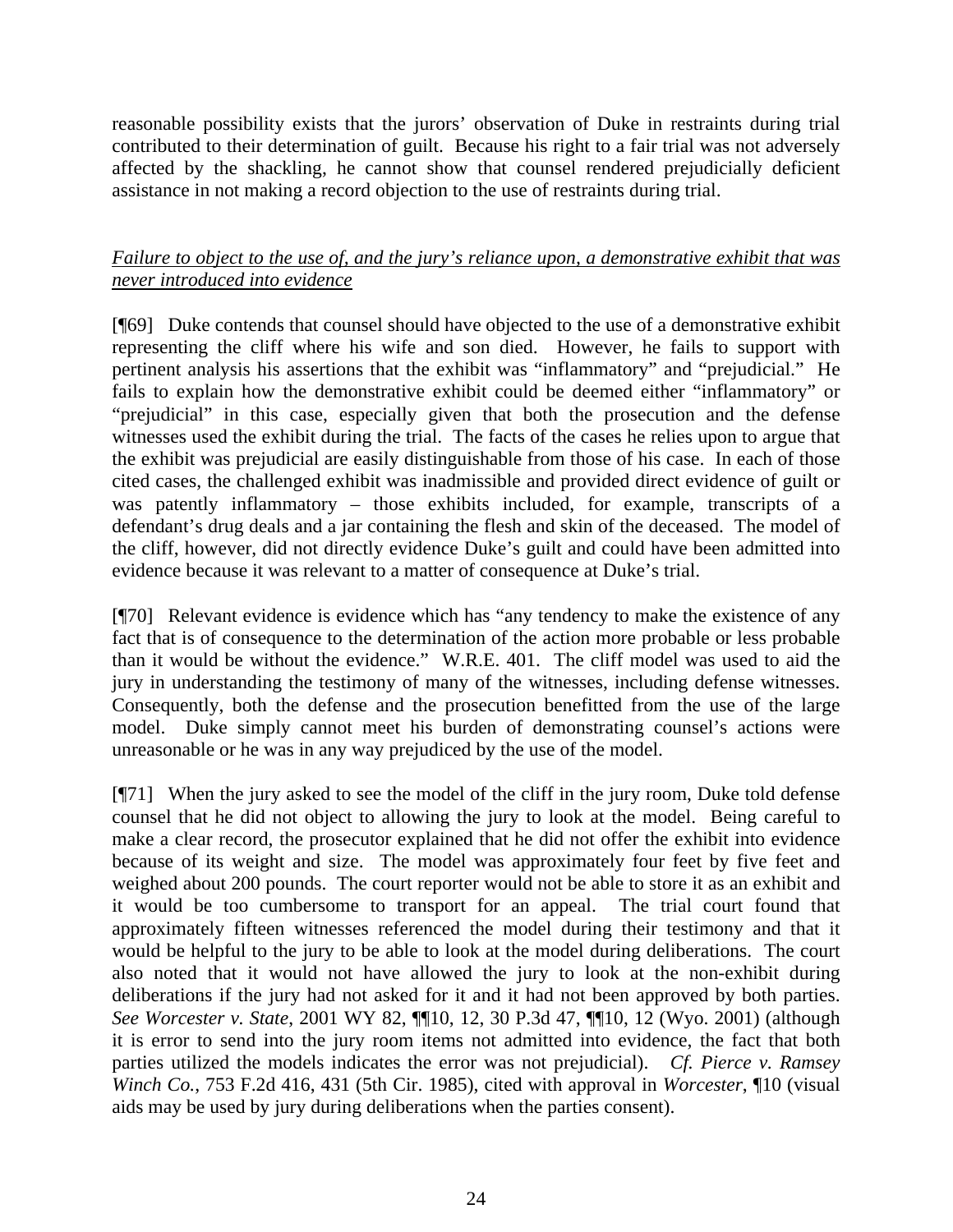reasonable possibility exists that the jurors' observation of Duke in restraints during trial contributed to their determination of guilt. Because his right to a fair trial was not adversely affected by the shackling, he cannot show that counsel rendered prejudicially deficient assistance in not making a record objection to the use of restraints during trial.

*Failure to object to the use of, and the jury's reliance upon, a demonstrative exhibit that was never introduced into evidence*

[¶69] Duke contends that counsel should have objected to the use of a demonstrative exhibit representing the cliff where his wife and son died. However, he fails to support with pertinent analysis his assertions that the exhibit was "inflammatory" and "prejudicial." He fails to explain how the demonstrative exhibit could be deemed either "inflammatory" or "prejudicial" in this case, especially given that both the prosecution and the defense witnesses used the exhibit during the trial. The facts of the cases he relies upon to argue that the exhibit was prejudicial are easily distinguishable from those of his case. In each of those cited cases, the challenged exhibit was inadmissible and provided direct evidence of guilt or was patently inflammatory – those exhibits included, for example, transcripts of a defendant's drug deals and a jar containing the flesh and skin of the deceased. The model of the cliff, however, did not directly evidence Duke's guilt and could have been admitted into evidence because it was relevant to a matter of consequence at Duke's trial.

[¶70] Relevant evidence is evidence which has "any tendency to make the existence of any fact that is of consequence to the determination of the action more probable or less probable than it would be without the evidence." W.R.E. 401. The cliff model was used to aid the jury in understanding the testimony of many of the witnesses, including defense witnesses. Consequently, both the defense and the prosecution benefitted from the use of the large model. Duke simply cannot meet his burden of demonstrating counsel's actions were unreasonable or he was in any way prejudiced by the use of the model.

[¶71] When the jury asked to see the model of the cliff in the jury room, Duke told defense counsel that he did not object to allowing the jury to look at the model. Being careful to make a clear record, the prosecutor explained that he did not offer the exhibit into evidence because of its weight and size. The model was approximately four feet by five feet and weighed about 200 pounds. The court reporter would not be able to store it as an exhibit and it would be too cumbersome to transport for an appeal. The trial court found that approximately fifteen witnesses referenced the model during their testimony and that it would be helpful to the jury to be able to look at the model during deliberations. The court also noted that it would not have allowed the jury to look at the non-exhibit during deliberations if the jury had not asked for it and it had not been approved by both parties. *See Worcester v. State*, 2001 WY 82, ¶¶10, 12, 30 P.3d 47, ¶¶10, 12 (Wyo. 2001) (although it is error to send into the jury room items not admitted into evidence, the fact that both parties utilized the models indicates the error was not prejudicial). *Cf. Pierce v. Ramsey Winch Co.*, 753 F.2d 416, 431 (5th Cir. 1985), cited with approval in *Worcester*, ¶10 (visual aids may be used by jury during deliberations when the parties consent).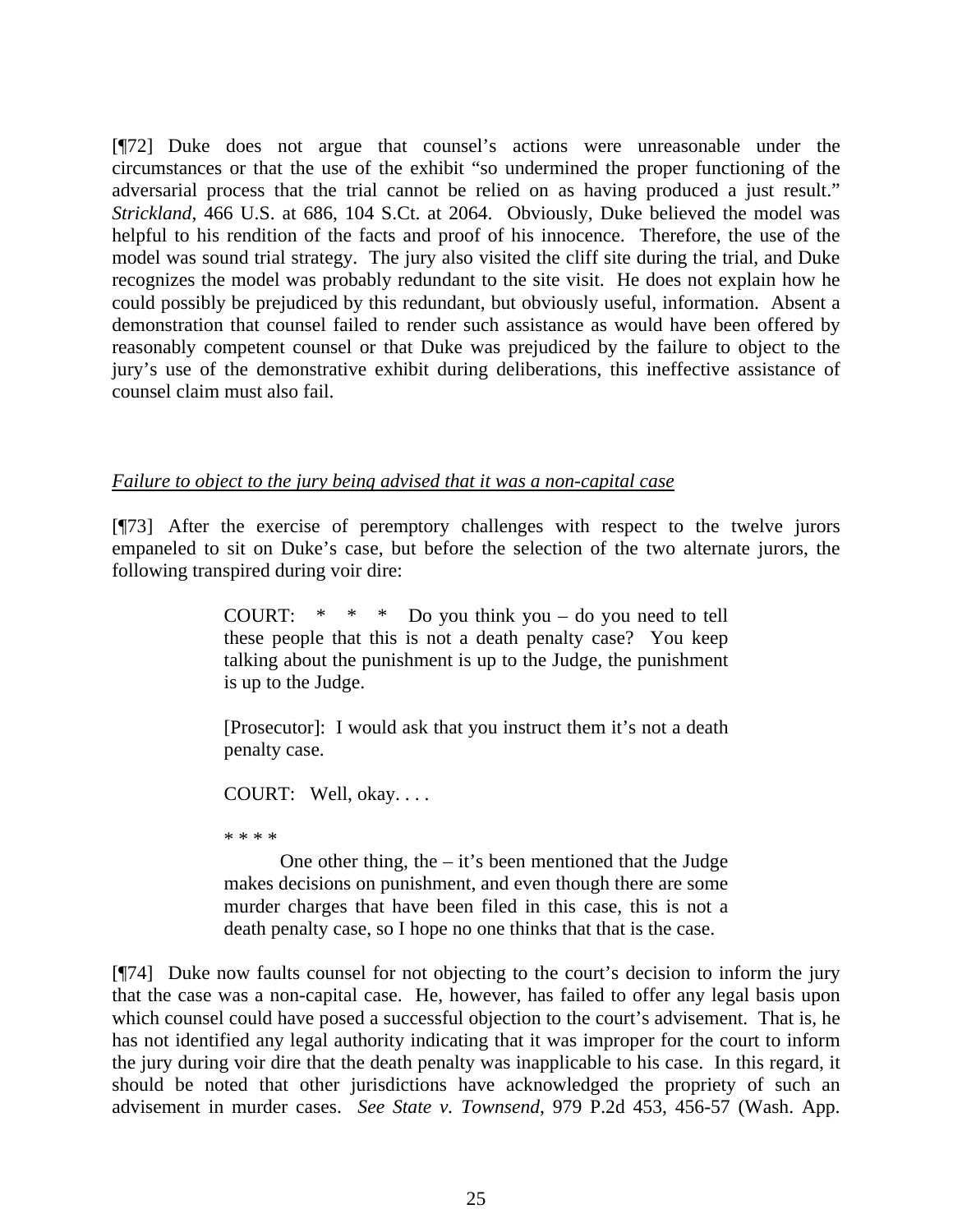[¶72] Duke does not argue that counsel's actions were unreasonable under the circumstances or that the use of the exhibit "so undermined the proper functioning of the adversarial process that the trial cannot be relied on as having produced a just result." *Strickland*, 466 U.S. at 686, 104 S.Ct. at 2064. Obviously, Duke believed the model was helpful to his rendition of the facts and proof of his innocence. Therefore, the use of the model was sound trial strategy. The jury also visited the cliff site during the trial, and Duke recognizes the model was probably redundant to the site visit. He does not explain how he could possibly be prejudiced by this redundant, but obviously useful, information. Absent a demonstration that counsel failed to render such assistance as would have been offered by reasonably competent counsel or that Duke was prejudiced by the failure to object to the jury's use of the demonstrative exhibit during deliberations, this ineffective assistance of counsel claim must also fail.

*Failure to object to the jury being advised that it was a non-capital case*

[¶73] After the exercise of peremptory challenges with respect to the twelve jurors empaneled to sit on Duke's case, but before the selection of the two alternate jurors, the following transpired during voir dire:

> COURT: * * * Do you think you – do you need to tell these people that this is not a death penalty case? You keep talking about the punishment is up to the Judge, the punishment is up to the Judge.
>
> [Prosecutor]: I would ask that you instruct them it's not a death penalty case.
>
> COURT: Well, okay. . . .
>
> * * * *
>
> One other thing, the – it's been mentioned that the Judge makes decisions on punishment, and even though there are some murder charges that have been filed in this case, this is not a death penalty case, so I hope no one thinks that that is the case.

[¶74] Duke now faults counsel for not objecting to the court's decision to inform the jury that the case was a non-capital case. He, however, has failed to offer any legal basis upon which counsel could have posed a successful objection to the court's advisement. That is, he has not identified any legal authority indicating that it was improper for the court to inform the jury during voir dire that the death penalty was inapplicable to his case. In this regard, it should be noted that other jurisdictions have acknowledged the propriety of such an advisement in murder cases. *See State v. Townsend*, 979 P.2d 453, 456-57 (Wash. App.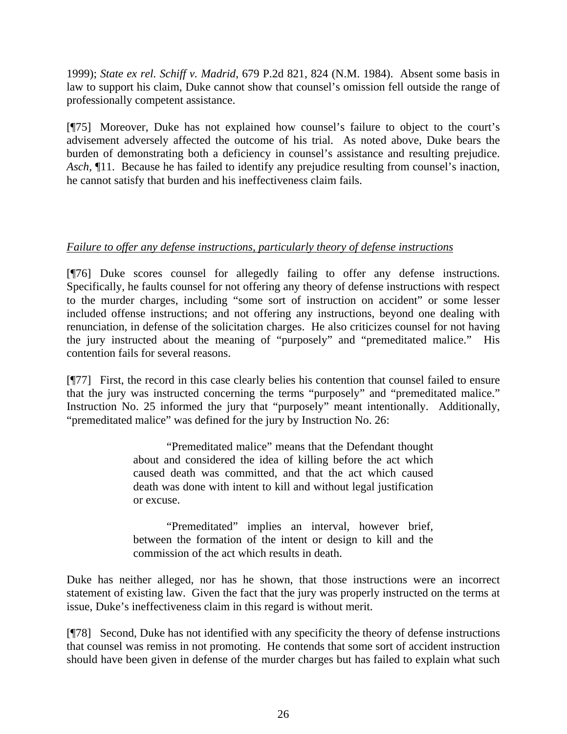1999); *State ex rel. Schiff v. Madrid*, 679 P.2d 821, 824 (N.M. 1984). Absent some basis in law to support his claim, Duke cannot show that counsel's omission fell outside the range of professionally competent assistance.

[¶75] Moreover, Duke has not explained how counsel's failure to object to the court's advisement adversely affected the outcome of his trial. As noted above, Duke bears the burden of demonstrating both a deficiency in counsel's assistance and resulting prejudice. *Asch*, ¶11. Because he has failed to identify any prejudice resulting from counsel's inaction, he cannot satisfy that burden and his ineffectiveness claim fails.

<u>*Failure to offer any defense instructions, particularly theory of defense instructions*</u>

[¶76] Duke scores counsel for allegedly failing to offer any defense instructions. Specifically, he faults counsel for not offering any theory of defense instructions with respect to the murder charges, including "some sort of instruction on accident" or some lesser included offense instructions; and not offering any instructions, beyond one dealing with renunciation, in defense of the solicitation charges. He also criticizes counsel for not having the jury instructed about the meaning of "purposely" and "premeditated malice." His contention fails for several reasons.

[¶77] First, the record in this case clearly belies his contention that counsel failed to ensure that the jury was instructed concerning the terms "purposely" and "premeditated malice." Instruction No. 25 informed the jury that "purposely" meant intentionally. Additionally, "premeditated malice" was defined for the jury by Instruction No. 26:

> "Premeditated malice" means that the Defendant thought about and considered the idea of killing before the act which caused death was committed, and that the act which caused death was done with intent to kill and without legal justification or excuse.
>
> "Premeditated" implies an interval, however brief, between the formation of the intent or design to kill and the commission of the act which results in death.

Duke has neither alleged, nor has he shown, that those instructions were an incorrect statement of existing law. Given the fact that the jury was properly instructed on the terms at issue, Duke's ineffectiveness claim in this regard is without merit.

[¶78] Second, Duke has not identified with any specificity the theory of defense instructions that counsel was remiss in not promoting. He contends that some sort of accident instruction should have been given in defense of the murder charges but has failed to explain what such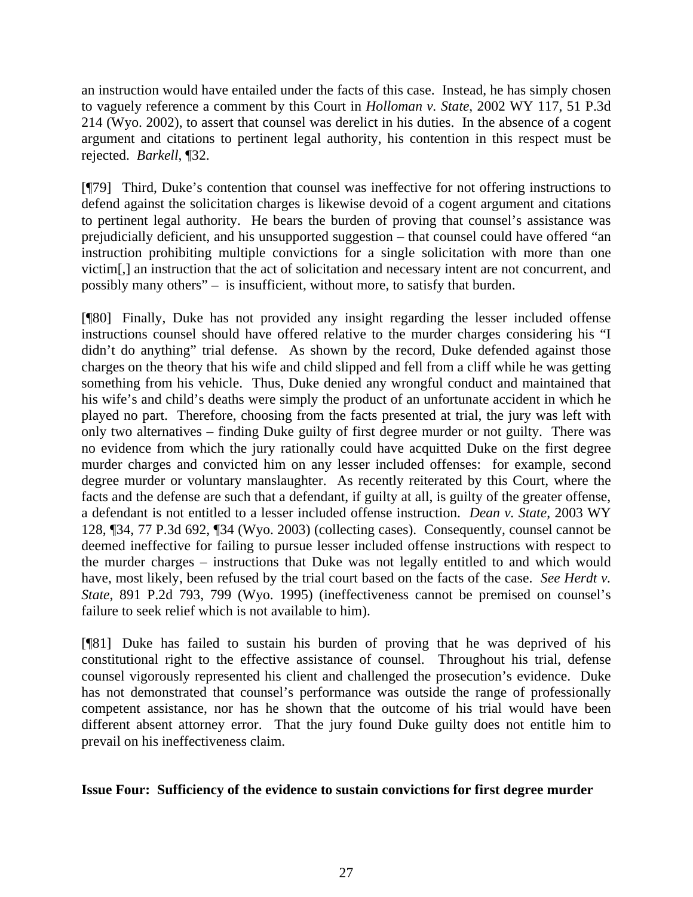an instruction would have entailed under the facts of this case. Instead, he has simply chosen to vaguely reference a comment by this Court in *Holloman v. State*, 2002 WY 117, 51 P.3d 214 (Wyo. 2002), to assert that counsel was derelict in his duties. In the absence of a cogent argument and citations to pertinent legal authority, his contention in this respect must be rejected. *Barkell*, ¶32.

[¶79] Third, Duke's contention that counsel was ineffective for not offering instructions to defend against the solicitation charges is likewise devoid of a cogent argument and citations to pertinent legal authority. He bears the burden of proving that counsel's assistance was prejudicially deficient, and his unsupported suggestion – that counsel could have offered "an instruction prohibiting multiple convictions for a single solicitation with more than one victim[,] an instruction that the act of solicitation and necessary intent are not concurrent, and possibly many others" – is insufficient, without more, to satisfy that burden.

[¶80] Finally, Duke has not provided any insight regarding the lesser included offense instructions counsel should have offered relative to the murder charges considering his "I didn't do anything" trial defense. As shown by the record, Duke defended against those charges on the theory that his wife and child slipped and fell from a cliff while he was getting something from his vehicle. Thus, Duke denied any wrongful conduct and maintained that his wife's and child's deaths were simply the product of an unfortunate accident in which he played no part. Therefore, choosing from the facts presented at trial, the jury was left with only two alternatives – finding Duke guilty of first degree murder or not guilty. There was no evidence from which the jury rationally could have acquitted Duke on the first degree murder charges and convicted him on any lesser included offenses: for example, second degree murder or voluntary manslaughter. As recently reiterated by this Court, where the facts and the defense are such that a defendant, if guilty at all, is guilty of the greater offense, a defendant is not entitled to a lesser included offense instruction. *Dean v. State*, 2003 WY 128, ¶34, 77 P.3d 692, ¶34 (Wyo. 2003) (collecting cases). Consequently, counsel cannot be deemed ineffective for failing to pursue lesser included offense instructions with respect to the murder charges – instructions that Duke was not legally entitled to and which would have, most likely, been refused by the trial court based on the facts of the case. *See Herdt v. State*, 891 P.2d 793, 799 (Wyo. 1995) (ineffectiveness cannot be premised on counsel's failure to seek relief which is not available to him).

[¶81] Duke has failed to sustain his burden of proving that he was deprived of his constitutional right to the effective assistance of counsel. Throughout his trial, defense counsel vigorously represented his client and challenged the prosecution's evidence. Duke has not demonstrated that counsel's performance was outside the range of professionally competent assistance, nor has he shown that the outcome of his trial would have been different absent attorney error. That the jury found Duke guilty does not entitle him to prevail on his ineffectiveness claim.

**Issue Four: Sufficiency of the evidence to sustain convictions for first degree murder**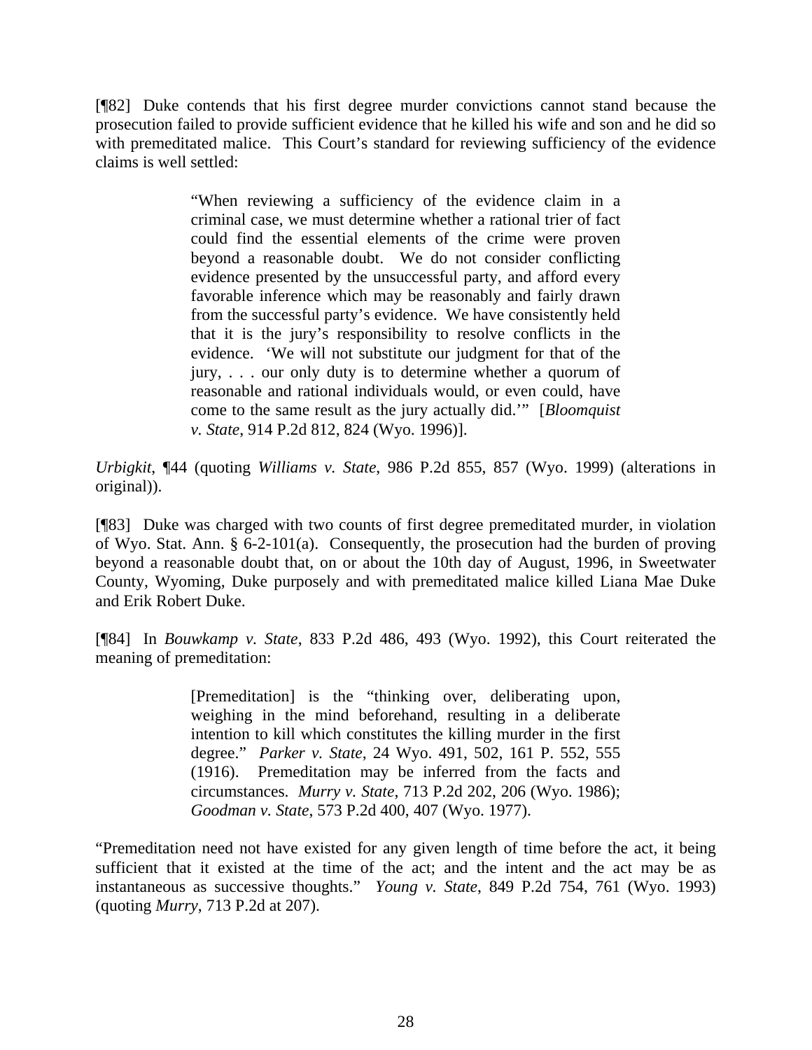[¶82] Duke contends that his first degree murder convictions cannot stand because the prosecution failed to provide sufficient evidence that he killed his wife and son and he did so with premeditated malice. This Court's standard for reviewing sufficiency of the evidence claims is well settled:

> "When reviewing a sufficiency of the evidence claim in a criminal case, we must determine whether a rational trier of fact could find the essential elements of the crime were proven beyond a reasonable doubt. We do not consider conflicting evidence presented by the unsuccessful party, and afford every favorable inference which may be reasonably and fairly drawn from the successful party's evidence. We have consistently held that it is the jury's responsibility to resolve conflicts in the evidence. 'We will not substitute our judgment for that of the jury, . . . our only duty is to determine whether a quorum of reasonable and rational individuals would, or even could, have come to the same result as the jury actually did.'" [*Bloomquist v. State*, 914 P.2d 812, 824 (Wyo. 1996)].

*Urbigkit*, ¶44 (quoting *Williams v. State*, 986 P.2d 855, 857 (Wyo. 1999) (alterations in original)).

[¶83] Duke was charged with two counts of first degree premeditated murder, in violation of Wyo. Stat. Ann. § 6-2-101(a). Consequently, the prosecution had the burden of proving beyond a reasonable doubt that, on or about the 10th day of August, 1996, in Sweetwater County, Wyoming, Duke purposely and with premeditated malice killed Liana Mae Duke and Erik Robert Duke.

[¶84] In *Bouwkamp v. State*, 833 P.2d 486, 493 (Wyo. 1992), this Court reiterated the meaning of premeditation:

> [Premeditation] is the "thinking over, deliberating upon, weighing in the mind beforehand, resulting in a deliberate intention to kill which constitutes the killing murder in the first degree." *Parker v. State*, 24 Wyo. 491, 502, 161 P. 552, 555 (1916). Premeditation may be inferred from the facts and circumstances. *Murry v. State*, 713 P.2d 202, 206 (Wyo. 1986); *Goodman v. State*, 573 P.2d 400, 407 (Wyo. 1977).

"Premeditation need not have existed for any given length of time before the act, it being sufficient that it existed at the time of the act; and the intent and the act may be as instantaneous as successive thoughts." *Young v. State*, 849 P.2d 754, 761 (Wyo. 1993) (quoting *Murry*, 713 P.2d at 207).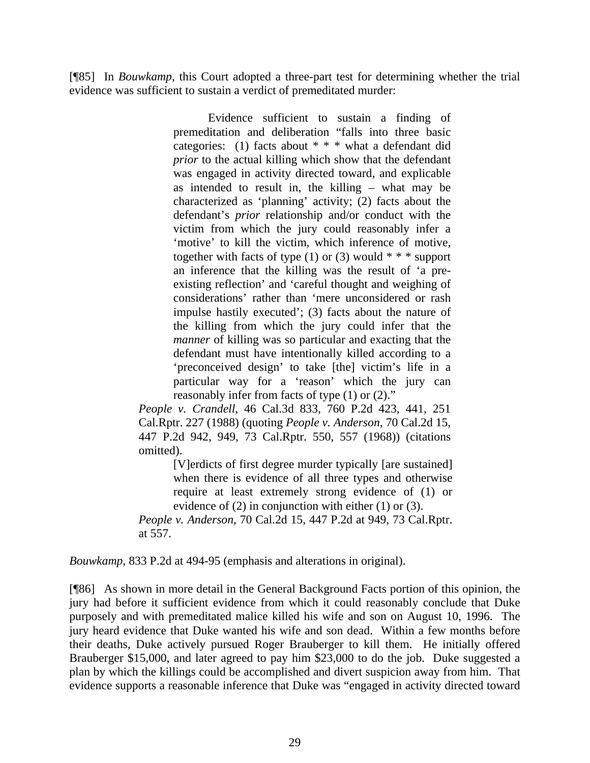[¶85] In *Bouwkamp*, this Court adopted a three-part test for determining whether the trial evidence was sufficient to sustain a verdict of premeditated murder:

> Evidence sufficient to sustain a finding of premeditation and deliberation "falls into three basic categories: (1) facts about * * * what a defendant did *prior* to the actual killing which show that the defendant was engaged in activity directed toward, and explicable as intended to result in, the killing – what may be characterized as 'planning' activity; (2) facts about the defendant's *prior* relationship and/or conduct with the victim from which the jury could reasonably infer a 'motive' to kill the victim, which inference of motive, together with facts of type (1) or (3) would * * * support an inference that the killing was the result of 'a pre-existing reflection' and 'careful thought and weighing of considerations' rather than 'mere unconsidered or rash impulse hastily executed'; (3) facts about the nature of the killing from which the jury could infer that the *manner* of killing was so particular and exacting that the defendant must have intentionally killed according to a 'preconceived design' to take [the] victim's life in a particular way for a 'reason' which the jury can reasonably infer from facts of type (1) or (2)."
>
> *People v. Crandell*, 46 Cal.3d 833, 760 P.2d 423, 441, 251 Cal.Rptr. 227 (1988) (quoting *People v. Anderson*, 70 Cal.2d 15, 447 P.2d 942, 949, 73 Cal.Rptr. 550, 557 (1968)) (citations omitted).
>
> > [V]erdicts of first degree murder typically [are sustained] when there is evidence of all three types and otherwise require at least extremely strong evidence of (1) or evidence of (2) in conjunction with either (1) or (3).
>
> *People v. Anderson*, 70 Cal.2d 15, 447 P.2d at 949, 73 Cal.Rptr. at 557.

*Bouwkamp*, 833 P.2d at 494-95 (emphasis and alterations in original).

[¶86] As shown in more detail in the General Background Facts portion of this opinion, the jury had before it sufficient evidence from which it could reasonably conclude that Duke purposely and with premeditated malice killed his wife and son on August 10, 1996. The jury heard evidence that Duke wanted his wife and son dead. Within a few months before their deaths, Duke actively pursued Roger Brauberger to kill them. He initially offered Brauberger $15,000, and later agreed to pay him $23,000 to do the job. Duke suggested a plan by which the killings could be accomplished and divert suspicion away from him. That evidence supports a reasonable inference that Duke was "engaged in activity directed toward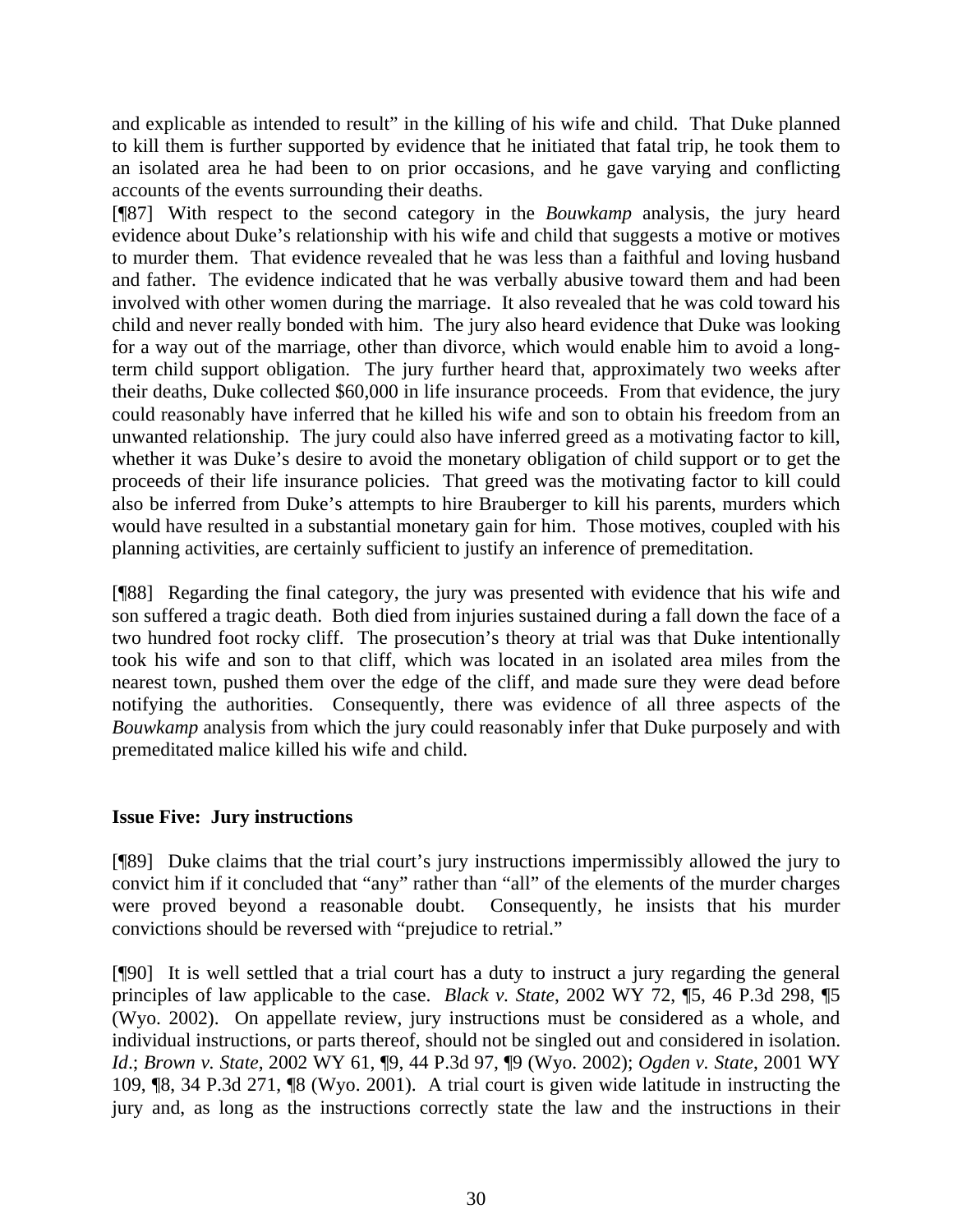and explicable as intended to result" in the killing of his wife and child. That Duke planned to kill them is further supported by evidence that he initiated that fatal trip, he took them to an isolated area he had been to on prior occasions, and he gave varying and conflicting accounts of the events surrounding their deaths.

[¶87] With respect to the second category in the *Bouwkamp* analysis, the jury heard evidence about Duke's relationship with his wife and child that suggests a motive or motives to murder them. That evidence revealed that he was less than a faithful and loving husband and father. The evidence indicated that he was verbally abusive toward them and had been involved with other women during the marriage. It also revealed that he was cold toward his child and never really bonded with him. The jury also heard evidence that Duke was looking for a way out of the marriage, other than divorce, which would enable him to avoid a long-term child support obligation. The jury further heard that, approximately two weeks after their deaths, Duke collected $60,000 in life insurance proceeds. From that evidence, the jury could reasonably have inferred that he killed his wife and son to obtain his freedom from an unwanted relationship. The jury could also have inferred greed as a motivating factor to kill, whether it was Duke's desire to avoid the monetary obligation of child support or to get the proceeds of their life insurance policies. That greed was the motivating factor to kill could also be inferred from Duke's attempts to hire Brauberger to kill his parents, murders which would have resulted in a substantial monetary gain for him. Those motives, coupled with his planning activities, are certainly sufficient to justify an inference of premeditation.

[¶88] Regarding the final category, the jury was presented with evidence that his wife and son suffered a tragic death. Both died from injuries sustained during a fall down the face of a two hundred foot rocky cliff. The prosecution's theory at trial was that Duke intentionally took his wife and son to that cliff, which was located in an isolated area miles from the nearest town, pushed them over the edge of the cliff, and made sure they were dead before notifying the authorities. Consequently, there was evidence of all three aspects of the *Bouwkamp* analysis from which the jury could reasonably infer that Duke purposely and with premeditated malice killed his wife and child.

**Issue Five: Jury instructions**

[¶89] Duke claims that the trial court's jury instructions impermissibly allowed the jury to convict him if it concluded that "any" rather than "all" of the elements of the murder charges were proved beyond a reasonable doubt. Consequently, he insists that his murder convictions should be reversed with "prejudice to retrial."

[¶90] It is well settled that a trial court has a duty to instruct a jury regarding the general principles of law applicable to the case. *Black v. State*, 2002 WY 72, ¶5, 46 P.3d 298, ¶5 (Wyo. 2002). On appellate review, jury instructions must be considered as a whole, and individual instructions, or parts thereof, should not be singled out and considered in isolation. *Id*.; *Brown v. State*, 2002 WY 61, ¶9, 44 P.3d 97, ¶9 (Wyo. 2002); *Ogden v. State*, 2001 WY 109, ¶8, 34 P.3d 271, ¶8 (Wyo. 2001). A trial court is given wide latitude in instructing the jury and, as long as the instructions correctly state the law and the instructions in their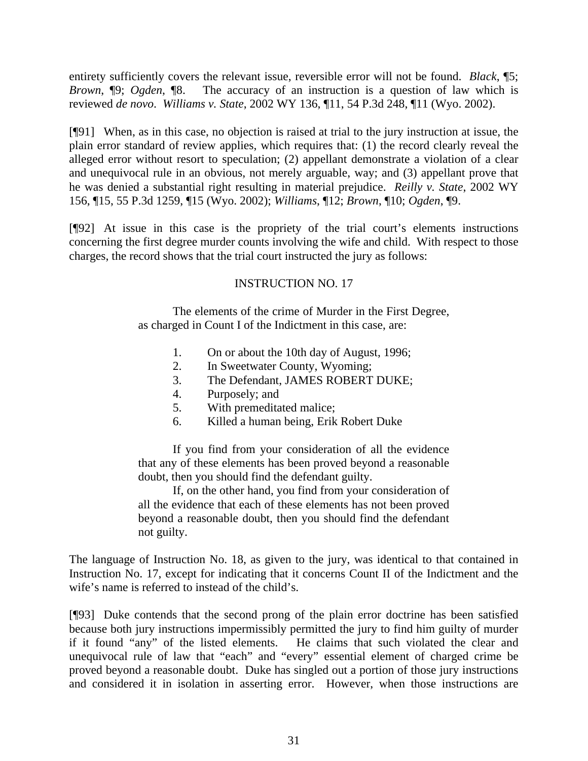entirety sufficiently covers the relevant issue, reversible error will not be found. *Black*, ¶5; *Brown*, ¶9; *Ogden*, ¶8. The accuracy of an instruction is a question of law which is reviewed *de novo*. *Williams v. State*, 2002 WY 136, ¶11, 54 P.3d 248, ¶11 (Wyo. 2002).

[¶91] When, as in this case, no objection is raised at trial to the jury instruction at issue, the plain error standard of review applies, which requires that: (1) the record clearly reveal the alleged error without resort to speculation; (2) appellant demonstrate a violation of a clear and unequivocal rule in an obvious, not merely arguable, way; and (3) appellant prove that he was denied a substantial right resulting in material prejudice. *Reilly v. State*, 2002 WY 156, ¶15, 55 P.3d 1259, ¶15 (Wyo. 2002); *Williams*, ¶12; *Brown*, ¶10; *Ogden*, ¶9.

[¶92] At issue in this case is the propriety of the trial court's elements instructions concerning the first degree murder counts involving the wife and child. With respect to those charges, the record shows that the trial court instructed the jury as follows:

> INSTRUCTION NO. 17
>
> The elements of the crime of Murder in the First Degree, as charged in Count I of the Indictment in this case, are:
>
> 1. On or about the 10th day of August, 1996;
> 2. In Sweetwater County, Wyoming;
> 3. The Defendant, JAMES ROBERT DUKE;
> 4. Purposely; and
> 5. With premeditated malice;
> 6. Killed a human being, Erik Robert Duke
>
> If you find from your consideration of all the evidence that any of these elements has been proved beyond a reasonable doubt, then you should find the defendant guilty.
>
> If, on the other hand, you find from your consideration of all the evidence that each of these elements has not been proved beyond a reasonable doubt, then you should find the defendant not guilty.

The language of Instruction No. 18, as given to the jury, was identical to that contained in Instruction No. 17, except for indicating that it concerns Count II of the Indictment and the wife's name is referred to instead of the child's.

[¶93] Duke contends that the second prong of the plain error doctrine has been satisfied because both jury instructions impermissibly permitted the jury to find him guilty of murder if it found "any" of the listed elements. He claims that such violated the clear and unequivocal rule of law that "each" and "every" essential element of charged crime be proved beyond a reasonable doubt. Duke has singled out a portion of those jury instructions and considered it in isolation in asserting error. However, when those instructions are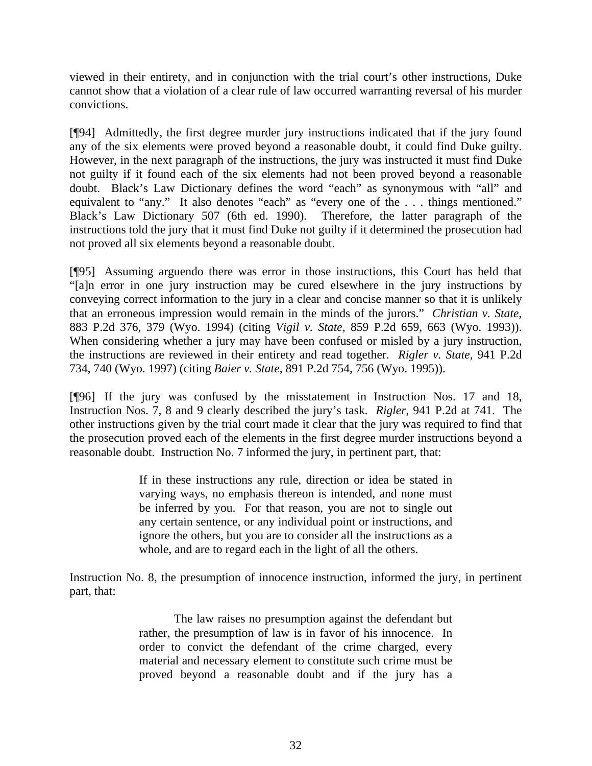viewed in their entirety, and in conjunction with the trial court's other instructions, Duke cannot show that a violation of a clear rule of law occurred warranting reversal of his murder convictions.

[¶94] Admittedly, the first degree murder jury instructions indicated that if the jury found any of the six elements were proved beyond a reasonable doubt, it could find Duke guilty. However, in the next paragraph of the instructions, the jury was instructed it must find Duke not guilty if it found each of the six elements had not been proved beyond a reasonable doubt. Black's Law Dictionary defines the word "each" as synonymous with "all" and equivalent to "any." It also denotes "each" as "every one of the . . . things mentioned." Black's Law Dictionary 507 (6th ed. 1990). Therefore, the latter paragraph of the instructions told the jury that it must find Duke not guilty if it determined the prosecution had not proved all six elements beyond a reasonable doubt.

[¶95] Assuming arguendo there was error in those instructions, this Court has held that "[a]n error in one jury instruction may be cured elsewhere in the jury instructions by conveying correct information to the jury in a clear and concise manner so that it is unlikely that an erroneous impression would remain in the minds of the jurors." *Christian v. State*, 883 P.2d 376, 379 (Wyo. 1994) (citing *Vigil v. State*, 859 P.2d 659, 663 (Wyo. 1993)). When considering whether a jury may have been confused or misled by a jury instruction, the instructions are reviewed in their entirety and read together. *Rigler v. State*, 941 P.2d 734, 740 (Wyo. 1997) (citing *Baier v. State*, 891 P.2d 754, 756 (Wyo. 1995)).

[¶96] If the jury was confused by the misstatement in Instruction Nos. 17 and 18, Instruction Nos. 7, 8 and 9 clearly described the jury's task. *Rigler*, 941 P.2d at 741. The other instructions given by the trial court made it clear that the jury was required to find that the prosecution proved each of the elements in the first degree murder instructions beyond a reasonable doubt. Instruction No. 7 informed the jury, in pertinent part, that:

> If in these instructions any rule, direction or idea be stated in varying ways, no emphasis thereon is intended, and none must be inferred by you. For that reason, you are not to single out any certain sentence, or any individual point or instructions, and ignore the others, but you are to consider all the instructions as a whole, and are to regard each in the light of all the others.

Instruction No. 8, the presumption of innocence instruction, informed the jury, in pertinent part, that:

> The law raises no presumption against the defendant but rather, the presumption of law is in favor of his innocence. In order to convict the defendant of the crime charged, every material and necessary element to constitute such crime must be proved beyond a reasonable doubt and if the jury has a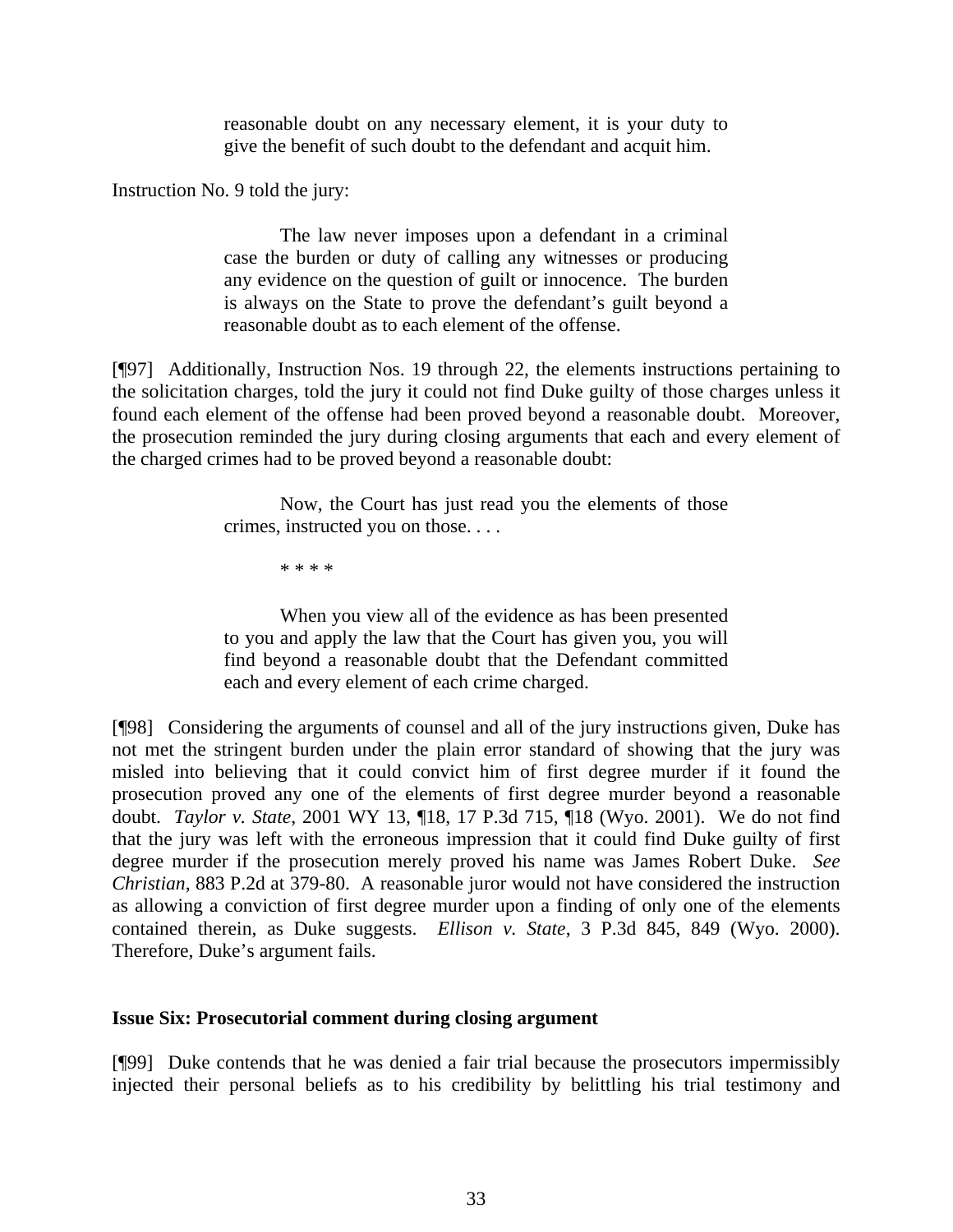> reasonable doubt on any necessary element, it is your duty to give the benefit of such doubt to the defendant and acquit him.

Instruction No. 9 told the jury:

> The law never imposes upon a defendant in a criminal case the burden or duty of calling any witnesses or producing any evidence on the question of guilt or innocence. The burden is always on the State to prove the defendant's guilt beyond a reasonable doubt as to each element of the offense.

[¶97] Additionally, Instruction Nos. 19 through 22, the elements instructions pertaining to the solicitation charges, told the jury it could not find Duke guilty of those charges unless it found each element of the offense had been proved beyond a reasonable doubt. Moreover, the prosecution reminded the jury during closing arguments that each and every element of the charged crimes had to be proved beyond a reasonable doubt:

> Now, the Court has just read you the elements of those crimes, instructed you on those. . . .
>
> * * * *
>
> When you view all of the evidence as has been presented to you and apply the law that the Court has given you, you will find beyond a reasonable doubt that the Defendant committed each and every element of each crime charged.

[¶98] Considering the arguments of counsel and all of the jury instructions given, Duke has not met the stringent burden under the plain error standard of showing that the jury was misled into believing that it could convict him of first degree murder if it found the prosecution proved any one of the elements of first degree murder beyond a reasonable doubt. *Taylor v. State*, 2001 WY 13, ¶18, 17 P.3d 715, ¶18 (Wyo. 2001). We do not find that the jury was left with the erroneous impression that it could find Duke guilty of first degree murder if the prosecution merely proved his name was James Robert Duke. *See Christian*, 883 P.2d at 379-80. A reasonable juror would not have considered the instruction as allowing a conviction of first degree murder upon a finding of only one of the elements contained therein, as Duke suggests. *Ellison v. State*, 3 P.3d 845, 849 (Wyo. 2000). Therefore, Duke's argument fails.

**Issue Six: Prosecutorial comment during closing argument**

[¶99] Duke contends that he was denied a fair trial because the prosecutors impermissibly injected their personal beliefs as to his credibility by belittling his trial testimony and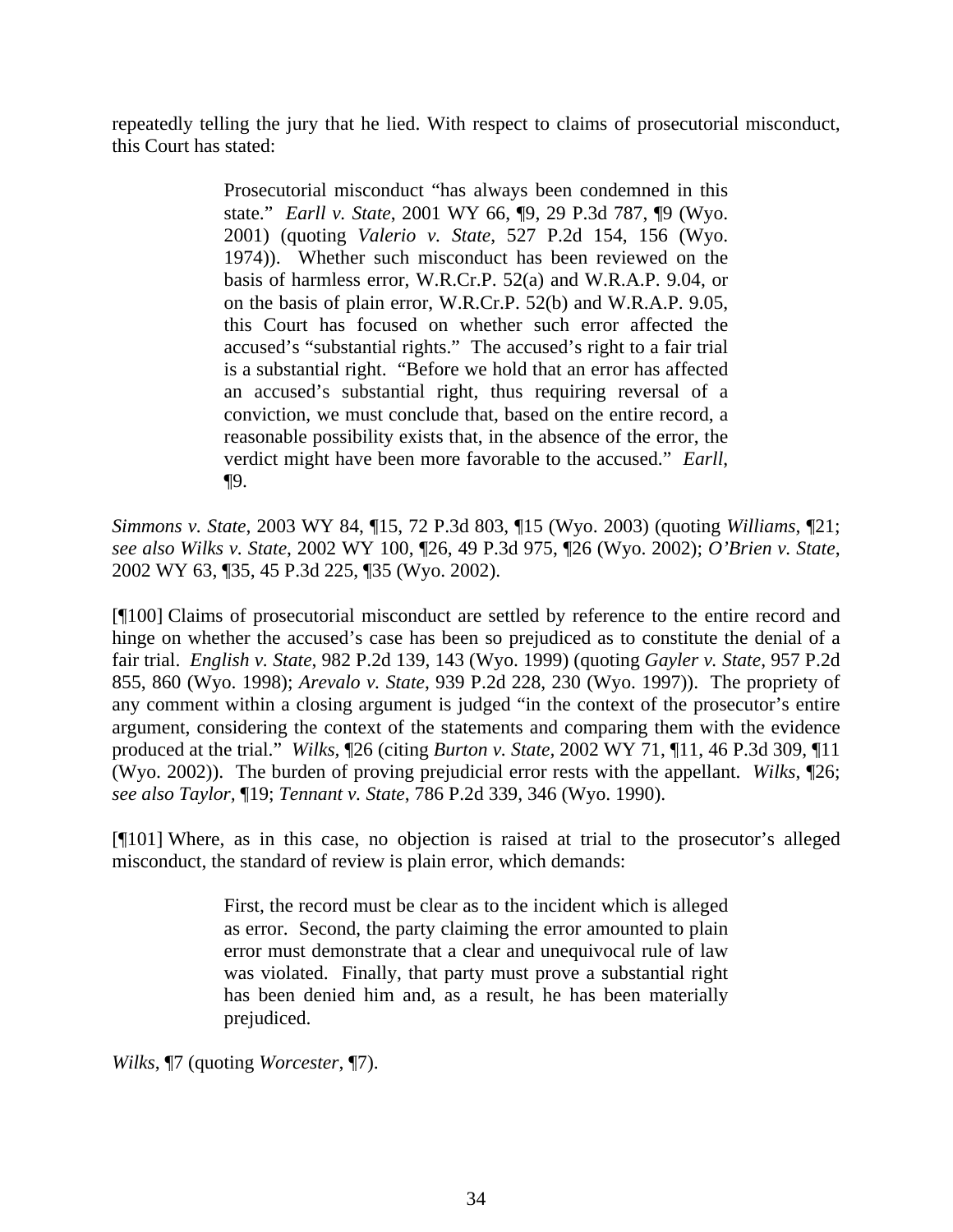repeatedly telling the jury that he lied. With respect to claims of prosecutorial misconduct, this Court has stated:

> Prosecutorial misconduct "has always been condemned in this state." *Earll v. State*, 2001 WY 66, ¶9, 29 P.3d 787, ¶9 (Wyo. 2001) (quoting *Valerio v. State*, 527 P.2d 154, 156 (Wyo. 1974)). Whether such misconduct has been reviewed on the basis of harmless error, W.R.Cr.P. 52(a) and W.R.A.P. 9.04, or on the basis of plain error, W.R.Cr.P. 52(b) and W.R.A.P. 9.05, this Court has focused on whether such error affected the accused's "substantial rights." The accused's right to a fair trial is a substantial right. "Before we hold that an error has affected an accused's substantial right, thus requiring reversal of a conviction, we must conclude that, based on the entire record, a reasonable possibility exists that, in the absence of the error, the verdict might have been more favorable to the accused." *Earll*, ¶9.

*Simmons v. State*, 2003 WY 84, ¶15, 72 P.3d 803, ¶15 (Wyo. 2003) (quoting *Williams*, ¶21; *see also Wilks v. State*, 2002 WY 100, ¶26, 49 P.3d 975, ¶26 (Wyo. 2002); *O'Brien v. State*, 2002 WY 63, ¶35, 45 P.3d 225, ¶35 (Wyo. 2002).

[¶100] Claims of prosecutorial misconduct are settled by reference to the entire record and hinge on whether the accused's case has been so prejudiced as to constitute the denial of a fair trial. *English v. State*, 982 P.2d 139, 143 (Wyo. 1999) (quoting *Gayler v. State*, 957 P.2d 855, 860 (Wyo. 1998); *Arevalo v. State*, 939 P.2d 228, 230 (Wyo. 1997)). The propriety of any comment within a closing argument is judged "in the context of the prosecutor's entire argument, considering the context of the statements and comparing them with the evidence produced at the trial." *Wilks*, ¶26 (citing *Burton v. State,* 2002 WY 71, ¶11, 46 P.3d 309, ¶11 (Wyo. 2002)). The burden of proving prejudicial error rests with the appellant. *Wilks*, ¶26; *see also Taylor,* ¶19; *Tennant v. State*, 786 P.2d 339, 346 (Wyo. 1990).

[¶101] Where, as in this case, no objection is raised at trial to the prosecutor's alleged misconduct, the standard of review is plain error, which demands:

> First, the record must be clear as to the incident which is alleged as error. Second, the party claiming the error amounted to plain error must demonstrate that a clear and unequivocal rule of law was violated. Finally, that party must prove a substantial right has been denied him and, as a result, he has been materially prejudiced.

*Wilks*, ¶7 (quoting *Worcester*, ¶7).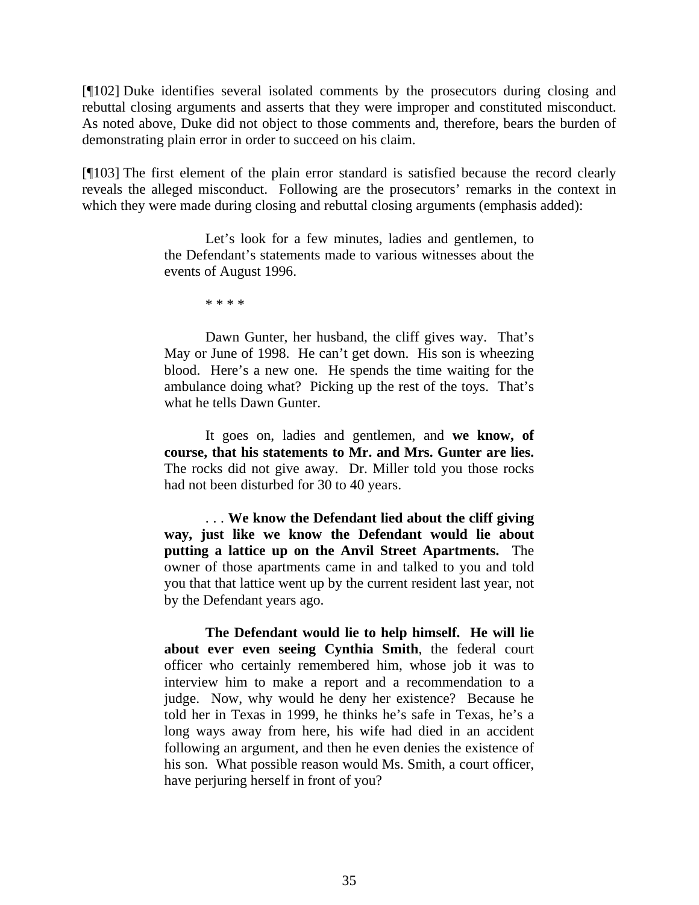[¶102] Duke identifies several isolated comments by the prosecutors during closing and rebuttal closing arguments and asserts that they were improper and constituted misconduct. As noted above, Duke did not object to those comments and, therefore, bears the burden of demonstrating plain error in order to succeed on his claim.

[¶103] The first element of the plain error standard is satisfied because the record clearly reveals the alleged misconduct. Following are the prosecutors' remarks in the context in which they were made during closing and rebuttal closing arguments (emphasis added):

> Let's look for a few minutes, ladies and gentlemen, to the Defendant's statements made to various witnesses about the events of August 1996.
>
> * * * *
>
> Dawn Gunter, her husband, the cliff gives way. That's May or June of 1998. He can't get down. His son is wheezing blood. Here's a new one. He spends the time waiting for the ambulance doing what? Picking up the rest of the toys. That's what he tells Dawn Gunter.
>
> It goes on, ladies and gentlemen, and **we know, of course, that his statements to Mr. and Mrs. Gunter are lies.** The rocks did not give away. Dr. Miller told you those rocks had not been disturbed for 30 to 40 years.
>
> . . . **We know the Defendant lied about the cliff giving way, just like we know the Defendant would lie about putting a lattice up on the Anvil Street Apartments.** The owner of those apartments came in and talked to you and told you that that lattice went up by the current resident last year, not by the Defendant years ago.
>
> **The Defendant would lie to help himself. He will lie about ever even seeing Cynthia Smith**, the federal court officer who certainly remembered him, whose job it was to interview him to make a report and a recommendation to a judge. Now, why would he deny her existence? Because he told her in Texas in 1999, he thinks he's safe in Texas, he's a long ways away from here, his wife had died in an accident following an argument, and then he even denies the existence of his son. What possible reason would Ms. Smith, a court officer, have perjuring herself in front of you?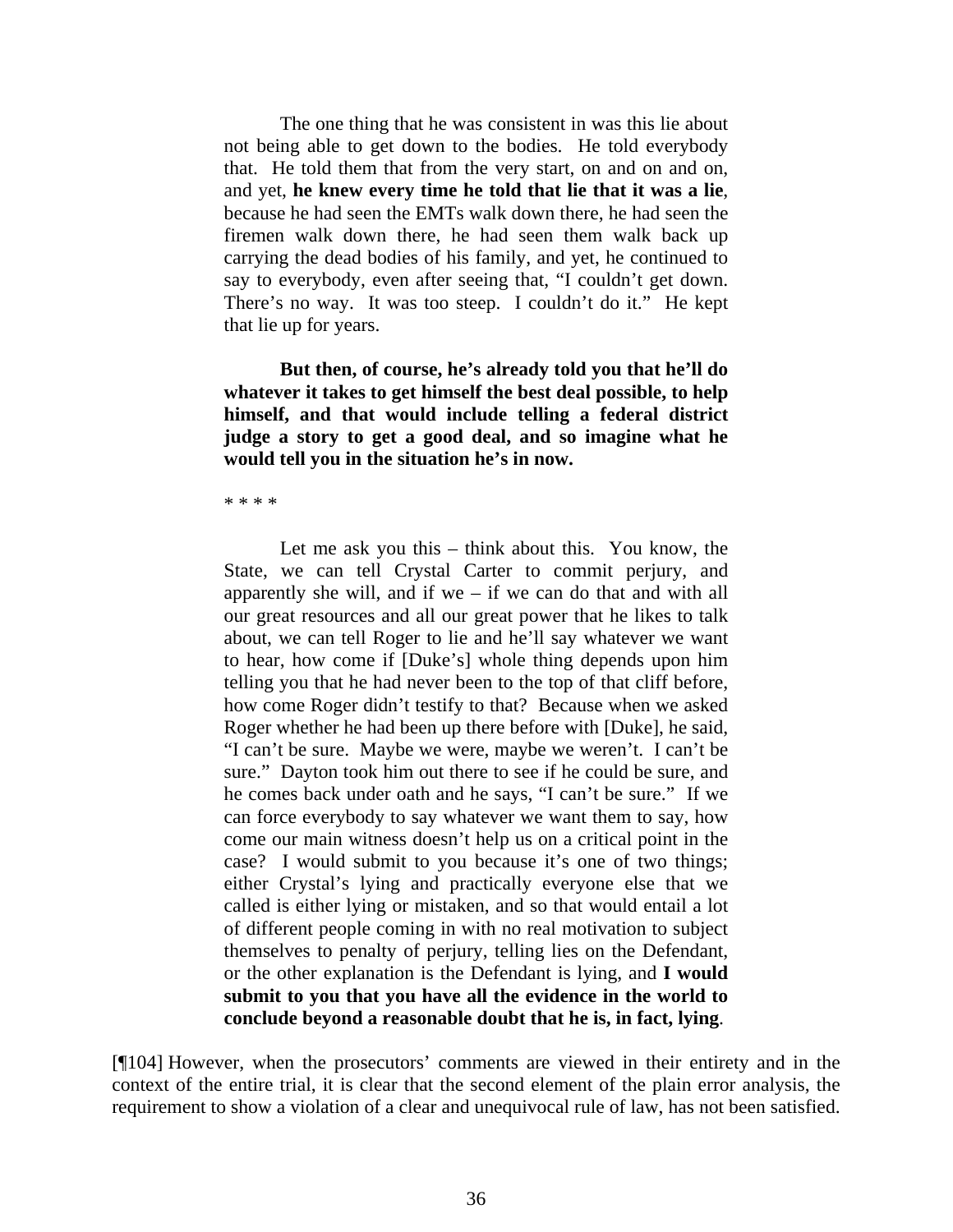> The one thing that he was consistent in was this lie about not being able to get down to the bodies. He told everybody that. He told them that from the very start, on and on and on, and yet, **he knew every time he told that lie that it was a lie**, because he had seen the EMTs walk down there, he had seen the firemen walk down there, he had seen them walk back up carrying the dead bodies of his family, and yet, he continued to say to everybody, even after seeing that, "I couldn't get down. There's no way. It was too steep. I couldn't do it." He kept that lie up for years.
>
> **But then, of course, he's already told you that he'll do whatever it takes to get himself the best deal possible, to help himself, and that would include telling a federal district judge a story to get a good deal, and so imagine what he would tell you in the situation he's in now.**
>
> * * * *
>
> Let me ask you this – think about this. You know, the State, we can tell Crystal Carter to commit perjury, and apparently she will, and if we – if we can do that and with all our great resources and all our great power that he likes to talk about, we can tell Roger to lie and he'll say whatever we want to hear, how come if [Duke's] whole thing depends upon him telling you that he had never been to the top of that cliff before, how come Roger didn't testify to that? Because when we asked Roger whether he had been up there before with [Duke], he said, "I can't be sure. Maybe we were, maybe we weren't. I can't be sure." Dayton took him out there to see if he could be sure, and he comes back under oath and he says, "I can't be sure." If we can force everybody to say whatever we want them to say, how come our main witness doesn't help us on a critical point in the case? I would submit to you because it's one of two things; either Crystal's lying and practically everyone else that we called is either lying or mistaken, and so that would entail a lot of different people coming in with no real motivation to subject themselves to penalty of perjury, telling lies on the Defendant, or the other explanation is the Defendant is lying, and **I would submit to you that you have all the evidence in the world to conclude beyond a reasonable doubt that he is, in fact, lying**.

[¶104] However, when the prosecutors' comments are viewed in their entirety and in the context of the entire trial, it is clear that the second element of the plain error analysis, the requirement to show a violation of a clear and unequivocal rule of law, has not been satisfied.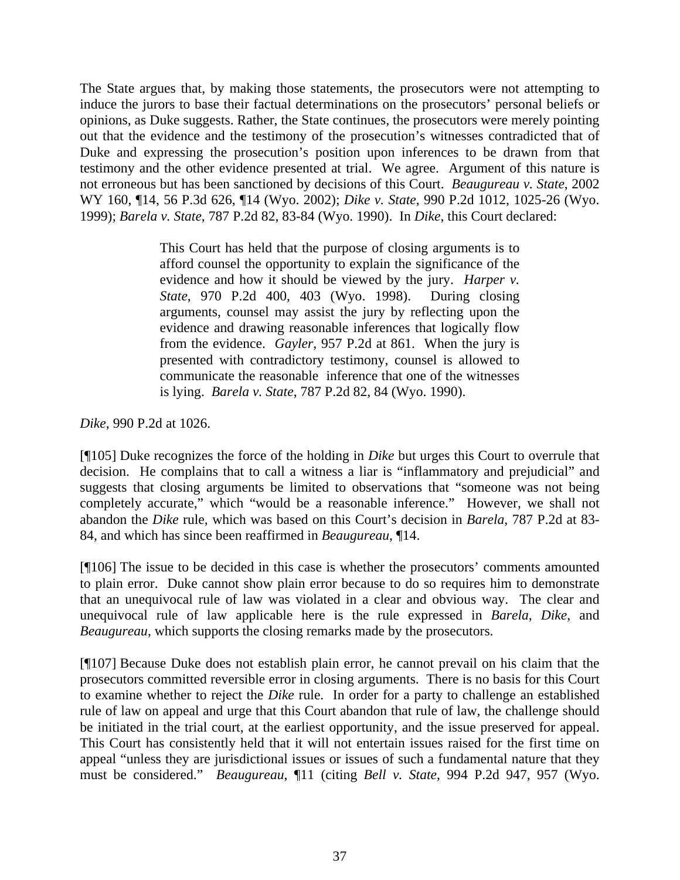The State argues that, by making those statements, the prosecutors were not attempting to induce the jurors to base their factual determinations on the prosecutors' personal beliefs or opinions, as Duke suggests. Rather, the State continues, the prosecutors were merely pointing out that the evidence and the testimony of the prosecution's witnesses contradicted that of Duke and expressing the prosecution's position upon inferences to be drawn from that testimony and the other evidence presented at trial. We agree. Argument of this nature is not erroneous but has been sanctioned by decisions of this Court. *Beaugureau v. State,* 2002 WY 160, ¶14, 56 P.3d 626, ¶14 (Wyo. 2002); *Dike v. State*, 990 P.2d 1012, 1025-26 (Wyo. 1999); *Barela v. State*, 787 P.2d 82, 83-84 (Wyo. 1990). In *Dike*, this Court declared:

> This Court has held that the purpose of closing arguments is to afford counsel the opportunity to explain the significance of the evidence and how it should be viewed by the jury. *Harper v. State*, 970 P.2d 400, 403 (Wyo. 1998). During closing arguments, counsel may assist the jury by reflecting upon the evidence and drawing reasonable inferences that logically flow from the evidence. *Gayler*, 957 P.2d at 861. When the jury is presented with contradictory testimony, counsel is allowed to communicate the reasonable inference that one of the witnesses is lying. *Barela v. State*, 787 P.2d 82, 84 (Wyo. 1990).

*Dike*, 990 P.2d at 1026.

[¶105] Duke recognizes the force of the holding in *Dike* but urges this Court to overrule that decision. He complains that to call a witness a liar is "inflammatory and prejudicial" and suggests that closing arguments be limited to observations that "someone was not being completely accurate," which "would be a reasonable inference." However, we shall not abandon the *Dike* rule, which was based on this Court's decision in *Barela*, 787 P.2d at 83-84, and which has since been reaffirmed in *Beaugureau*, ¶14.

[¶106] The issue to be decided in this case is whether the prosecutors' comments amounted to plain error. Duke cannot show plain error because to do so requires him to demonstrate that an unequivocal rule of law was violated in a clear and obvious way. The clear and unequivocal rule of law applicable here is the rule expressed in *Barela*, *Dike*, and *Beaugureau*, which supports the closing remarks made by the prosecutors.

[¶107] Because Duke does not establish plain error, he cannot prevail on his claim that the prosecutors committed reversible error in closing arguments. There is no basis for this Court to examine whether to reject the *Dike* rule. In order for a party to challenge an established rule of law on appeal and urge that this Court abandon that rule of law, the challenge should be initiated in the trial court, at the earliest opportunity, and the issue preserved for appeal. This Court has consistently held that it will not entertain issues raised for the first time on appeal "unless they are jurisdictional issues or issues of such a fundamental nature that they must be considered." *Beaugureau*, ¶11 (citing *Bell v. State*, 994 P.2d 947, 957 (Wyo.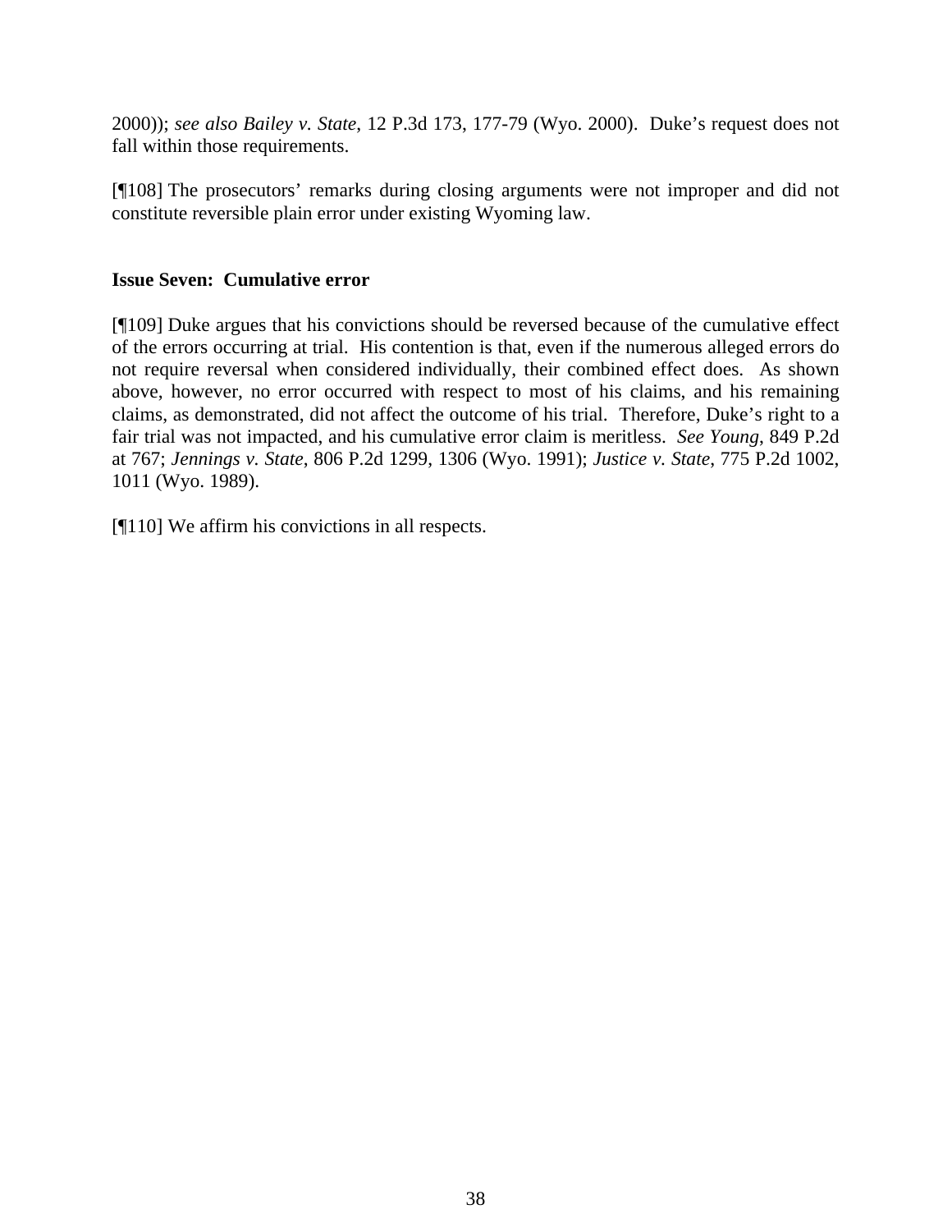2000)); *see also Bailey v. State*, 12 P.3d 173, 177-79 (Wyo. 2000). Duke's request does not fall within those requirements.

[¶108] The prosecutors' remarks during closing arguments were not improper and did not constitute reversible plain error under existing Wyoming law.

**Issue Seven: Cumulative error**

[¶109] Duke argues that his convictions should be reversed because of the cumulative effect of the errors occurring at trial. His contention is that, even if the numerous alleged errors do not require reversal when considered individually, their combined effect does. As shown above, however, no error occurred with respect to most of his claims, and his remaining claims, as demonstrated, did not affect the outcome of his trial. Therefore, Duke's right to a fair trial was not impacted, and his cumulative error claim is meritless. *See Young*, 849 P.2d at 767; *Jennings v. State*, 806 P.2d 1299, 1306 (Wyo. 1991); *Justice v. State*, 775 P.2d 1002, 1011 (Wyo. 1989).

[¶110] We affirm his convictions in all respects.